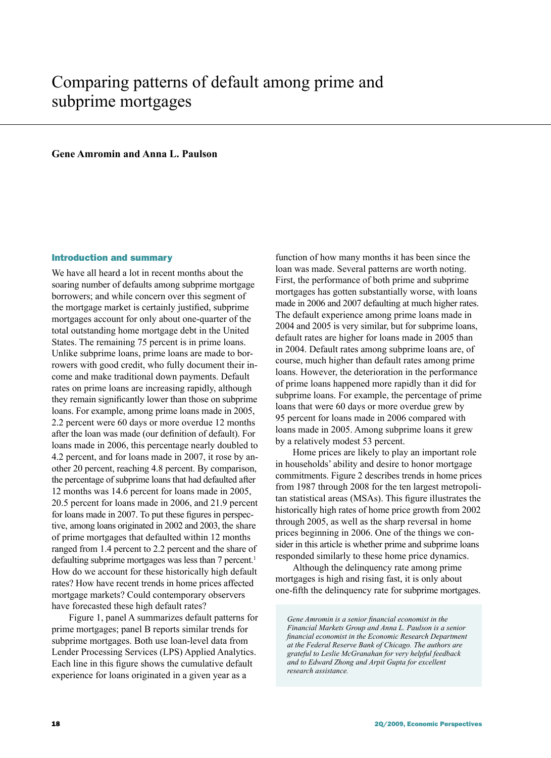# Comparing patterns of default among prime and subprime mortgages

**Gene Amromin and Anna L. Paulson**

## Introduction and summary

We have all heard a lot in recent months about the soaring number of defaults among subprime mortgage borrowers; and while concern over this segment of the mortgage market is certainly justified, subprime mortgages account for only about one-quarter of the total outstanding home mortgage debt in the United States. The remaining 75 percent is in prime loans. Unlike subprime loans, prime loans are made to borrowers with good credit, who fully document their income and make traditional down payments. Default rates on prime loans are increasing rapidly, although they remain significantly lower than those on subprime loans. For example, among prime loans made in 2005, 2.2 percent were 60 days or more overdue 12 months after the loan was made (our definition of default). For loans made in 2006, this percentage nearly doubled to 4.2 percent, and for loans made in 2007, it rose by another 20 percent, reaching 4.8 percent. By comparison, the percentage of subprime loans that had defaulted after 12 months was 14.6 percent for loans made in 2005, 20.5 percent for loans made in 2006, and 21.9 percent for loans made in 2007. To put these figures in perspective, among loans originated in 2002 and 2003, the share of prime mortgages that defaulted within 12 months ranged from 1.4 percent to 2.2 percent and the share of defaulting subprime mortgages was less than 7 percent.[1] How do we account for these historically high default rates? How have recent trends in home prices affected mortgage markets? Could contemporary observers have forecasted these high default rates?

Figure 1, panel A summarizes default patterns for prime mortgages; panel B reports similar trends for subprime mortgages. Both use loan-level data from Lender Processing Services (LPS) Applied Analytics. Each line in this figure shows the cumulative default experience for loans originated in a given year as a function of how many months it has been since the loan was made. Several patterns are worth noting. First, the performance of both prime and subprime mortgages has gotten substantially worse, with loans made in 2006 and 2007 defaulting at much higher rates. The default experience among prime loans made in 2004 and 2005 is very similar, but for subprime loans, default rates are higher for loans made in 2005 than in 2004. Default rates among subprime loans are, of course, much higher than default rates among prime loans. However, the deterioration in the performance of prime loans happened more rapidly than it did for subprime loans. For example, the percentage of prime loans that were 60 days or more overdue grew by 95 percent for loans made in 2006 compared with loans made in 2005. Among subprime loans it grew by a relatively modest 53 percent.

Home prices are likely to play an important role in households' ability and desire to honor mortgage commitments. Figure 2 describes trends in home prices from 1987 through 2008 for the ten largest metropolitan statistical areas (MSAs). This figure illustrates the historically high rates of home price growth from 2002 through 2005, as well as the sharp reversal in home prices beginning in 2006. One of the things we consider in this article is whether prime and subprime loans responded similarly to these home price dynamics.

Although the delinquency rate among prime mortgages is high and rising fast, it is only about one-fifth the delinquency rate for subprime mortgages.

*Gene Amromin is a senior financial economist in the Financial Markets Group and Anna L. Paulson is a senior financial economist in the Economic Research Department at the Federal Reserve Bank of Chicago. The authors are grateful to Leslie McGranahan for very helpful feedback and to Edward Zhong and Arpit Gupta for excellent research assistance.*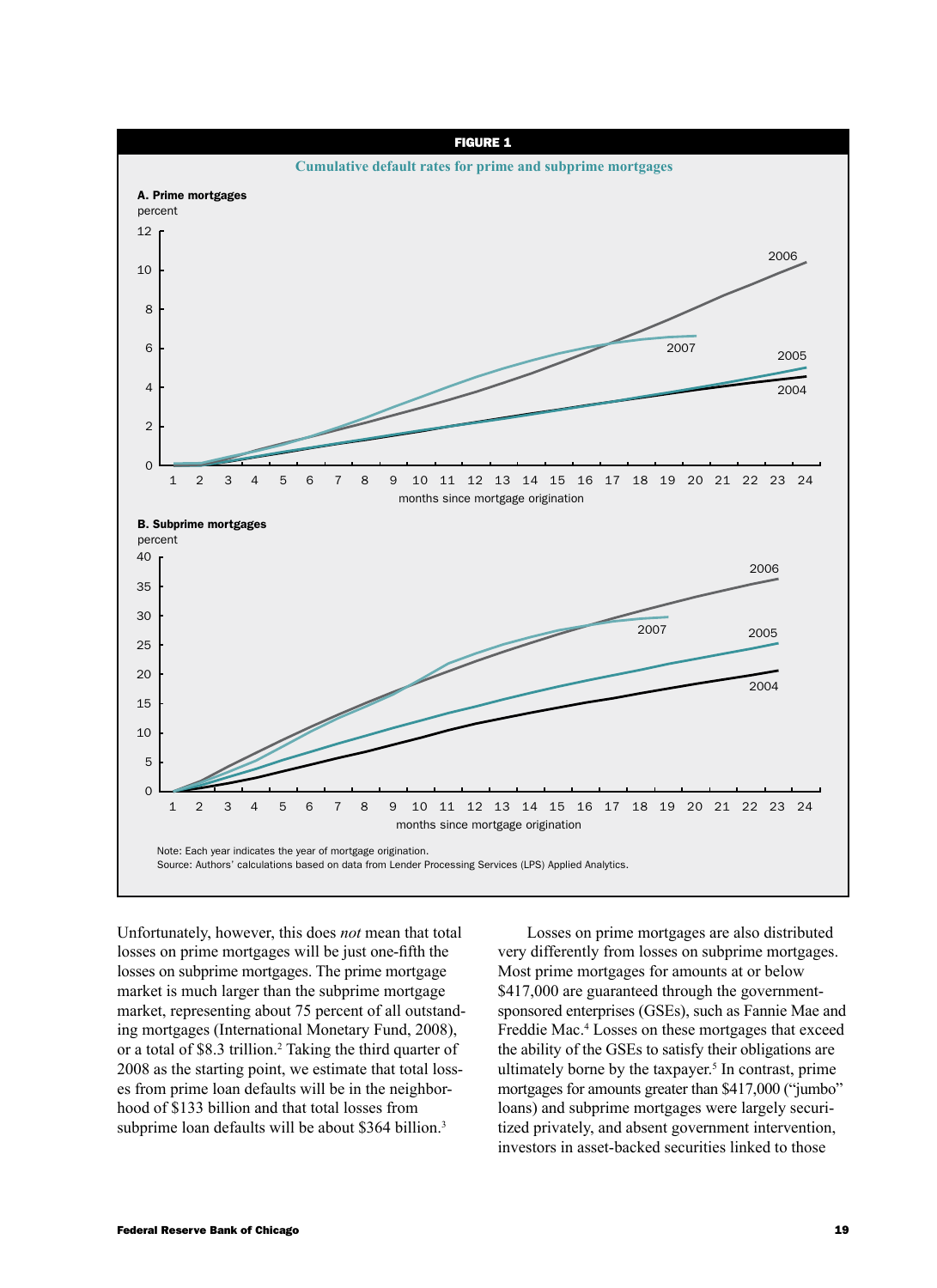**FIGURE 1**

**Cumulative default rates for prime and subprime mortgages**

Note: Each year indicates the year of mortgage origination.
Source: Authors' calculations based on data from Lender Processing Services (LPS) Applied Analytics.

Unfortunately, however, this does *not* mean that total losses on prime mortgages will be just one-fifth the losses on subprime mortgages. The prime mortgage market is much larger than the subprime mortgage market, representing about 75 percent of all outstanding mortgages (International Monetary Fund, 2008), or a total of $8.3 trillion.[2] Taking the third quarter of 2008 as the starting point, we estimate that total losses from prime loan defaults will be in the neighborhood of $133 billion and that total losses from subprime loan defaults will be about $364 billion.[3]

Losses on prime mortgages are also distributed very differently from losses on subprime mortgages. Most prime mortgages for amounts at or below $417,000 are guaranteed through the government-sponsored enterprises (GSEs), such as Fannie Mae and Freddie Mac.[4] Losses on these mortgages that exceed the ability of the GSEs to satisfy their obligations are ultimately borne by the taxpayer.[5] In contrast, prime mortgages for amounts greater than $417,000 ("jumbo" loans) and subprime mortgages were largely securitized privately, and absent government intervention, investors in asset-backed securities linked to those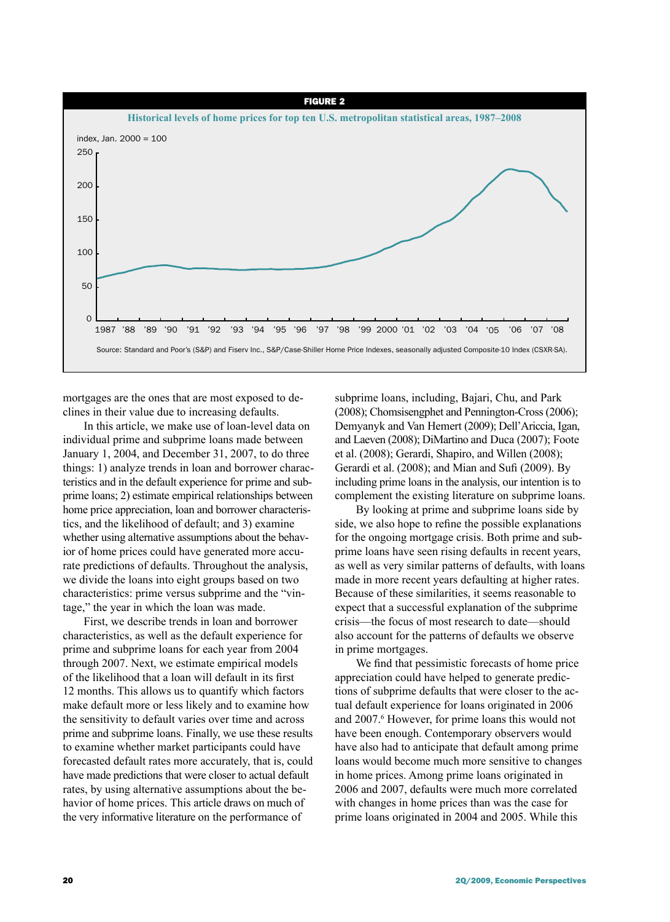**FIGURE 2**

**Historical levels of home prices for top ten U.S. metropolitan statistical areas, 1987–2008**

Source: Standard and Poor's (S&P) and Fiserv Inc., S&P/Case-Shiller Home Price Indexes, seasonally adjusted Composite-10 Index (CSXR-SA).

mortgages are the ones that are most exposed to declines in their value due to increasing defaults.

In this article, we make use of loan-level data on individual prime and subprime loans made between January 1, 2004, and December 31, 2007, to do three things: 1) analyze trends in loan and borrower characteristics and in the default experience for prime and subprime loans; 2) estimate empirical relationships between home price appreciation, loan and borrower characteristics, and the likelihood of default; and 3) examine whether using alternative assumptions about the behavior of home prices could have generated more accurate predictions of defaults. Throughout the analysis, we divide the loans into eight groups based on two characteristics: prime versus subprime and the "vintage," the year in which the loan was made.

First, we describe trends in loan and borrower characteristics, as well as the default experience for prime and subprime loans for each year from 2004 through 2007. Next, we estimate empirical models of the likelihood that a loan will default in its first 12 months. This allows us to quantify which factors make default more or less likely and to examine how the sensitivity to default varies over time and across prime and subprime loans. Finally, we use these results to examine whether market participants could have forecasted default rates more accurately, that is, could have made predictions that were closer to actual default rates, by using alternative assumptions about the behavior of home prices. This article draws on much of the very informative literature on the performance of subprime loans, including, Bajari, Chu, and Park (2008); Chomsisengphet and Pennington-Cross (2006); Demyanyk and Van Hemert (2009); Dell'Ariccia, Igan, and Laeven (2008); DiMartino and Duca (2007); Foote et al. (2008); Gerardi, Shapiro, and Willen (2008); Gerardi et al. (2008); and Mian and Sufi (2009). By including prime loans in the analysis, our intention is to complement the existing literature on subprime loans.

By looking at prime and subprime loans side by side, we also hope to refine the possible explanations for the ongoing mortgage crisis. Both prime and subprime loans have seen rising defaults in recent years, as well as very similar patterns of defaults, with loans made in more recent years defaulting at higher rates. Because of these similarities, it seems reasonable to expect that a successful explanation of the subprime crisis—the focus of most research to date—should also account for the patterns of defaults we observe in prime mortgages.

We find that pessimistic forecasts of home price appreciation could have helped to generate predictions of subprime defaults that were closer to the actual default experience for loans originated in 2006 and 2007.[6] However, for prime loans this would not have been enough. Contemporary observers would have also had to anticipate that default among prime loans would become much more sensitive to changes in home prices. Among prime loans originated in 2006 and 2007, defaults were much more correlated with changes in home prices than was the case for prime loans originated in 2004 and 2005. While this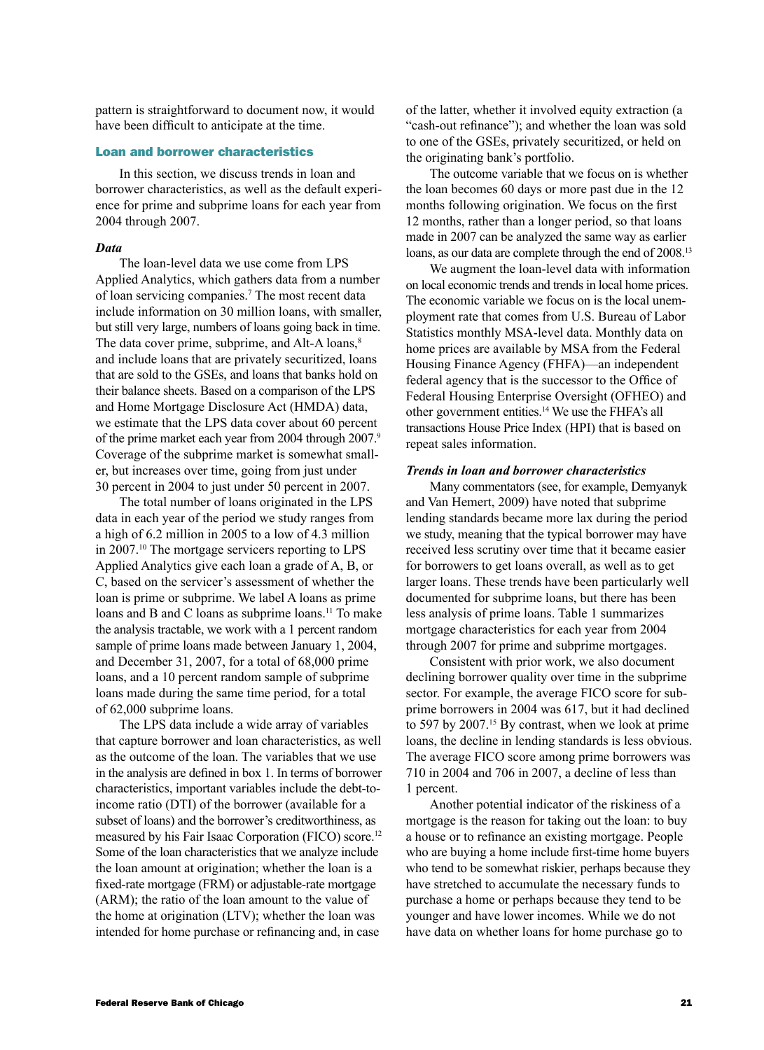pattern is straightforward to document now, it would have been difficult to anticipate at the time.

## Loan and borrower characteristics

In this section, we discuss trends in loan and borrower characteristics, as well as the default experience for prime and subprime loans for each year from 2004 through 2007.

### *Data*

The loan-level data we use come from LPS Applied Analytics, which gathers data from a number of loan servicing companies.[7] The most recent data include information on 30 million loans, with smaller, but still very large, numbers of loans going back in time. The data cover prime, subprime, and Alt-A loans,[8] and include loans that are privately securitized, loans that are sold to the GSEs, and loans that banks hold on their balance sheets. Based on a comparison of the LPS and Home Mortgage Disclosure Act (HMDA) data, we estimate that the LPS data cover about 60 percent of the prime market each year from 2004 through 2007.[9] Coverage of the subprime market is somewhat smaller, but increases over time, going from just under 30 percent in 2004 to just under 50 percent in 2007.

The total number of loans originated in the LPS data in each year of the period we study ranges from a high of 6.2 million in 2005 to a low of 4.3 million in 2007.[10] The mortgage servicers reporting to LPS Applied Analytics give each loan a grade of A, B, or C, based on the servicer's assessment of whether the loan is prime or subprime. We label A loans as prime loans and B and C loans as subprime loans.[11] To make the analysis tractable, we work with a 1 percent random sample of prime loans made between January 1, 2004, and December 31, 2007, for a total of 68,000 prime loans, and a 10 percent random sample of subprime loans made during the same time period, for a total of 62,000 subprime loans.

The LPS data include a wide array of variables that capture borrower and loan characteristics, as well as the outcome of the loan. The variables that we use in the analysis are defined in box 1. In terms of borrower characteristics, important variables include the debt-to-income ratio (DTI) of the borrower (available for a subset of loans) and the borrower's creditworthiness, as measured by his Fair Isaac Corporation (FICO) score.[12] Some of the loan characteristics that we analyze include the loan amount at origination; whether the loan is a fixed-rate mortgage (FRM) or adjustable-rate mortgage (ARM); the ratio of the loan amount to the value of the home at origination (LTV); whether the loan was intended for home purchase or refinancing and, in case of the latter, whether it involved equity extraction (a "cash-out refinance"); and whether the loan was sold to one of the GSEs, privately securitized, or held on the originating bank's portfolio.

The outcome variable that we focus on is whether the loan becomes 60 days or more past due in the 12 months following origination. We focus on the first 12 months, rather than a longer period, so that loans made in 2007 can be analyzed the same way as earlier loans, as our data are complete through the end of 2008.[13]

We augment the loan-level data with information on local economic trends and trends in local home prices. The economic variable we focus on is the local unemployment rate that comes from U.S. Bureau of Labor Statistics monthly MSA-level data. Monthly data on home prices are available by MSA from the Federal Housing Finance Agency (FHFA)—an independent federal agency that is the successor to the Office of Federal Housing Enterprise Oversight (OFHEO) and other government entities.[14] We use the FHFA's all transactions House Price Index (HPI) that is based on repeat sales information.

### *Trends in loan and borrower characteristics*

Many commentators (see, for example, Demyanyk and Van Hemert, 2009) have noted that subprime lending standards became more lax during the period we study, meaning that the typical borrower may have received less scrutiny over time that it became easier for borrowers to get loans overall, as well as to get larger loans. These trends have been particularly well documented for subprime loans, but there has been less analysis of prime loans. Table 1 summarizes mortgage characteristics for each year from 2004 through 2007 for prime and subprime mortgages.

Consistent with prior work, we also document declining borrower quality over time in the subprime sector. For example, the average FICO score for subprime borrowers in 2004 was 617, but it had declined to 597 by 2007.[15] By contrast, when we look at prime loans, the decline in lending standards is less obvious. The average FICO score among prime borrowers was 710 in 2004 and 706 in 2007, a decline of less than 1 percent.

Another potential indicator of the riskiness of a mortgage is the reason for taking out the loan: to buy a house or to refinance an existing mortgage. People who are buying a home include first-time home buyers who tend to be somewhat riskier, perhaps because they have stretched to accumulate the necessary funds to purchase a home or perhaps because they tend to be younger and have lower incomes. While we do not have data on whether loans for home purchase go to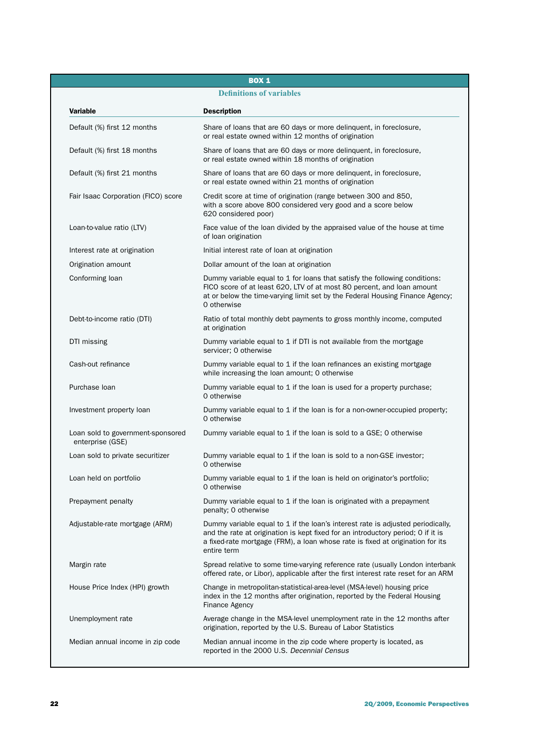**BOX 1**

### Definitions of variables

| Variable | Description |
|---|---|
| Default (%) first 12 months | Share of loans that are 60 days or more delinquent, in foreclosure, or real estate owned within 12 months of origination |
| Default (%) first 18 months | Share of loans that are 60 days or more delinquent, in foreclosure, or real estate owned within 18 months of origination |
| Default (%) first 21 months | Share of loans that are 60 days or more delinquent, in foreclosure, or real estate owned within 21 months of origination |
| Fair Isaac Corporation (FICO) score | Credit score at time of origination (range between 300 and 850, with a score above 800 considered very good and a score below 620 considered poor) |
| Loan-to-value ratio (LTV) | Face value of the loan divided by the appraised value of the house at time of loan origination |
| Interest rate at origination | Initial interest rate of loan at origination |
| Origination amount | Dollar amount of the loan at origination |
| Conforming loan | Dummy variable equal to 1 for loans that satisfy the following conditions: FICO score of at least 620, LTV of at most 80 percent, and loan amount at or below the time-varying limit set by the Federal Housing Finance Agency; 0 otherwise |
| Debt-to-income ratio (DTI) | Ratio of total monthly debt payments to gross monthly income, computed at origination |
| DTI missing | Dummy variable equal to 1 if DTI is not available from the mortgage servicer; 0 otherwise |
| Cash-out refinance | Dummy variable equal to 1 if the loan refinances an existing mortgage while increasing the loan amount; 0 otherwise |
| Purchase loan | Dummy variable equal to 1 if the loan is used for a property purchase; 0 otherwise |
| Investment property loan | Dummy variable equal to 1 if the loan is for a non-owner-occupied property; 0 otherwise |
| Loan sold to government-sponsored enterprise (GSE) | Dummy variable equal to 1 if the loan is sold to a GSE; 0 otherwise |
| Loan sold to private securitizer | Dummy variable equal to 1 if the loan is sold to a non-GSE investor; 0 otherwise |
| Loan held on portfolio | Dummy variable equal to 1 if the loan is held on originator's portfolio; 0 otherwise |
| Prepayment penalty | Dummy variable equal to 1 if the loan is originated with a prepayment penalty; 0 otherwise |
| Adjustable-rate mortgage (ARM) | Dummy variable equal to 1 if the loan's interest rate is adjusted periodically, and the rate at origination is kept fixed for an introductory period; 0 if it is a fixed-rate mortgage (FRM), a loan whose rate is fixed at origination for its entire term |
| Margin rate | Spread relative to some time-varying reference rate (usually London interbank offered rate, or Libor), applicable after the first interest rate reset for an ARM |
| House Price Index (HPI) growth | Change in metropolitan-statistical-area-level (MSA-level) housing price index in the 12 months after origination, reported by the Federal Housing Finance Agency |
| Unemployment rate | Average change in the MSA-level unemployment rate in the 12 months after origination, reported by the U.S. Bureau of Labor Statistics |
| Median annual income in zip code | Median annual income in the zip code where property is located, as reported in the 2000 U.S. *Decennial Census* |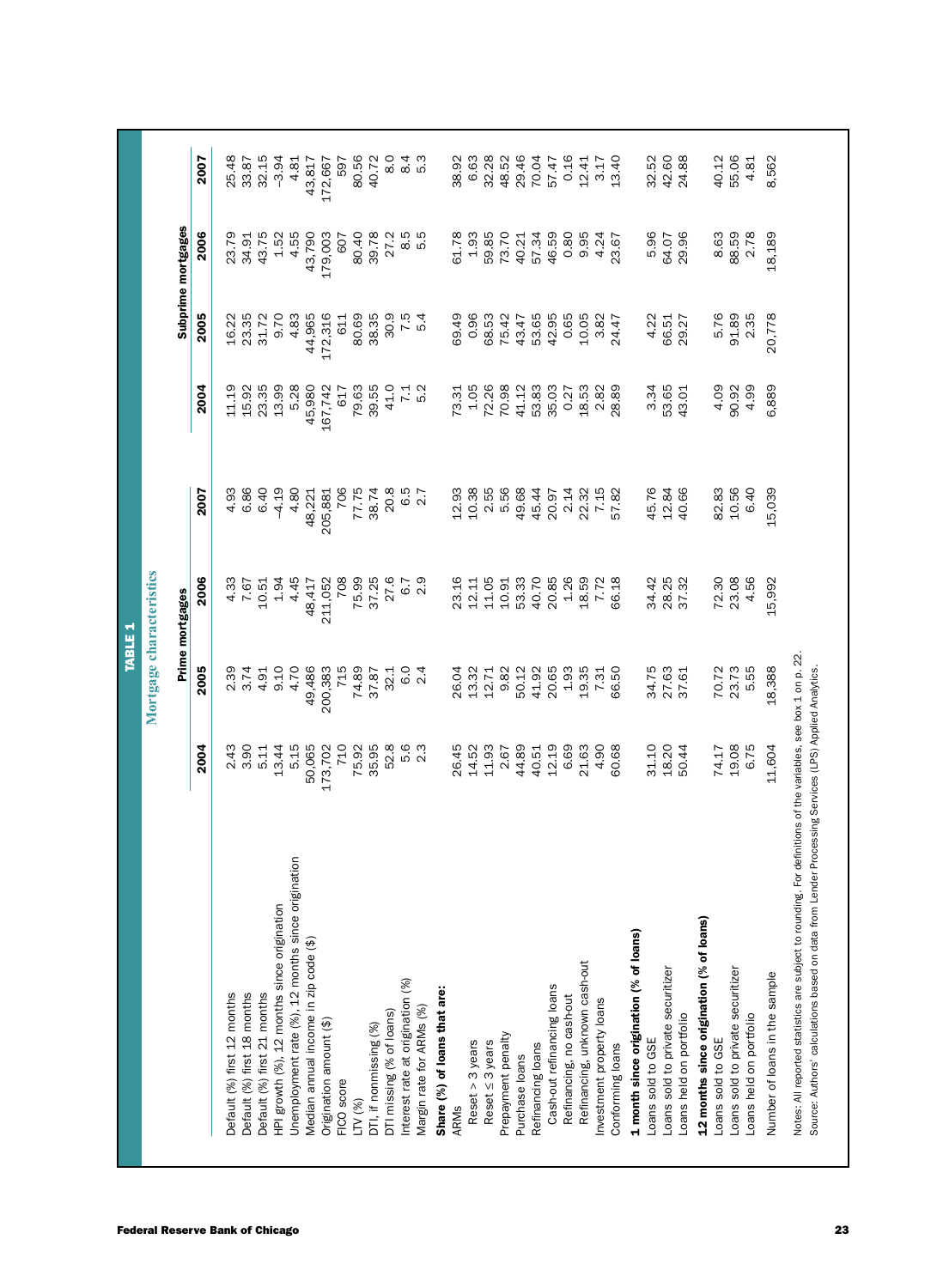**TABLE 1**

**Mortgage characteristics**

| | Prime mortgages | | | | Subprime mortgages | | | |
|---|---|---|---|---|---|---|---|---|
| | 2004 | 2005 | 2006 | 2007 | 2004 | 2005 | 2006 | 2007 |
| Default (%) first 12 months | 2.43 | 2.39 | 4.33 | 4.93 | 11.19 | 16.22 | 23.79 | 25.48 |
| Default (%) first 18 months | 3.90 | 3.74 | 7.67 | 6.86 | 15.92 | 23.35 | 34.91 | 33.87 |
| Default (%) first 21 months | 5.11 | 4.91 | 10.51 | 6.40 | 23.35 | 31.72 | 43.75 | 32.15 |
| HPI growth (%), 12 months since origination | 13.44 | 9.10 | 1.94 | −4.19 | 13.99 | 9.70 | 1.52 | −3.94 |
| Unemployment rate (%), 12 months since origination | 5.15 | 4.70 | 4.45 | 4.80 | 5.28 | 4.83 | 4.55 | 4.81 |
| Median annual income in zip code ($) | 50,065 | 49,486 | 48,417 | 48,221 | 45,980 | 44,965 | 43,790 | 43,817 |
| Origination amount ($) | 173,702 | 200,383 | 211,052 | 205,881 | 167,742 | 172,316 | 179,003 | 172,667 |
| FICO score | 710 | 715 | 708 | 706 | 617 | 611 | 607 | 597 |
| LTV (%) | 75.92 | 74.89 | 75.99 | 77.75 | 79.63 | 80.69 | 80.40 | 80.56 |
| DTI, if nonmissing (%) | 35.95 | 37.87 | 37.25 | 38.74 | 39.55 | 38.35 | 39.78 | 40.72 |
| DTI missing (% of loans) | 52.8 | 32.1 | 27.6 | 20.8 | 41.0 | 30.9 | 27.2 | 8.0 |
| Interest rate at origination (%) | 5.6 | 6.0 | 6.7 | 6.5 | 7.1 | 7.5 | 8.5 | 8.4 |
| Margin rate for ARMs (%) | 2.3 | 2.4 | 2.9 | 2.7 | 5.2 | 5.4 | 5.5 | 5.3 |
| **Share (%) of loans that are:** | | | | | | | | |
| ARMs | 26.45 | 26.04 | 23.16 | 12.93 | 73.31 | 69.49 | 61.78 | 38.92 |
| Reset > 3 years | 14.52 | 13.32 | 12.11 | 10.38 | 1.05 | 0.96 | 1.93 | 6.63 |
| Reset ≤ 3 years | 11.93 | 12.71 | 11.05 | 2.55 | 72.26 | 68.53 | 59.85 | 32.28 |
| Prepayment penalty | 2.67 | 9.82 | 10.91 | 5.56 | 70.98 | 75.42 | 73.70 | 48.52 |
| Purchase loans | 44.89 | 50.12 | 53.33 | 49.68 | 41.12 | 43.47 | 40.21 | 29.46 |
| Refinancing loans | 40.51 | 41.92 | 40.70 | 45.44 | 53.83 | 53.65 | 57.34 | 70.04 |
| Cash-out refinancing loans | 12.19 | 20.65 | 20.85 | 20.97 | 35.03 | 42.95 | 46.59 | 57.47 |
| Refinancing, no cash-out | 6.69 | 1.93 | 1.26 | 2.14 | 0.27 | 0.65 | 0.80 | 0.16 |
| Refinancing, unknown cash-out | 21.63 | 19.35 | 18.59 | 22.32 | 18.53 | 10.05 | 9.95 | 12.41 |
| Investment property loans | 4.90 | 7.31 | 7.72 | 7.15 | 2.82 | 3.82 | 4.24 | 3.17 |
| Conforming loans | 60.68 | 66.50 | 66.18 | 57.82 | 28.89 | 24.47 | 23.67 | 13.40 |
| **1 month since origination (% of loans)** | | | | | | | | |
| Loans sold to GSE | 31.10 | 34.75 | 34.42 | 45.76 | 3.34 | 4.22 | 5.96 | 32.52 |
| Loans sold to private securitizer | 18.20 | 27.63 | 28.25 | 12.84 | 53.65 | 66.51 | 64.07 | 42.60 |
| Loans held on portfolio | 50.44 | 37.61 | 37.32 | 40.66 | 43.01 | 29.27 | 29.96 | 24.88 |
| **12 months since origination (% of loans)** | | | | | | | | |
| Loans sold to GSE | 74.17 | 70.72 | 72.30 | 82.83 | 4.09 | 5.76 | 8.63 | 40.12 |
| Loans sold to private securitizer | 19.08 | 23.73 | 23.08 | 10.56 | 90.92 | 91.89 | 88.59 | 55.06 |
| Loans held on portfolio | 6.75 | 5.55 | 4.56 | 6.40 | 4.99 | 2.35 | 2.78 | 4.81 |
| Number of loans in the sample | 11,604 | 18,388 | 15,992 | 15,039 | 6,889 | 20,778 | 18,189 | 8,562 |

Notes: All reported statistics are subject to rounding. For definitions of the variables, see box 1 on p. 22.
Source: Authors' calculations based on data from Lender Processing Services (LPS) Applied Analytics.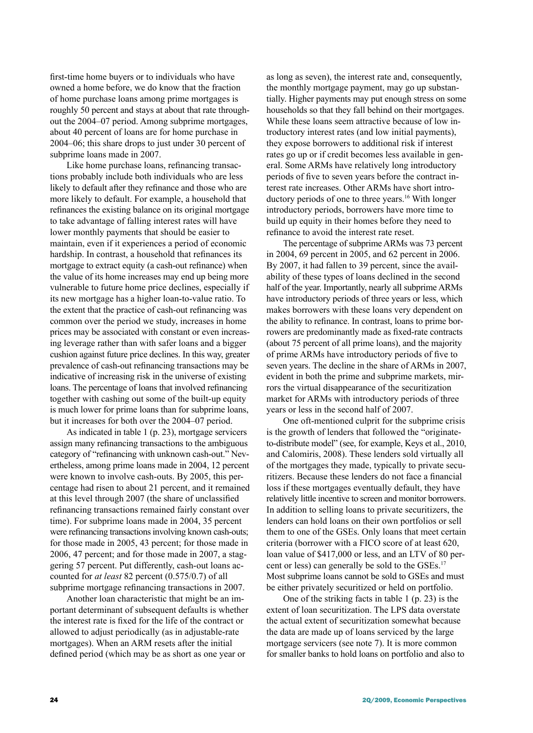first-time home buyers or to individuals who have owned a home before, we do know that the fraction of home purchase loans among prime mortgages is roughly 50 percent and stays at about that rate throughout the 2004–07 period. Among subprime mortgages, about 40 percent of loans are for home purchase in 2004–06; this share drops to just under 30 percent of subprime loans made in 2007.

Like home purchase loans, refinancing transactions probably include both individuals who are less likely to default after they refinance and those who are more likely to default. For example, a household that refinances the existing balance on its original mortgage to take advantage of falling interest rates will have lower monthly payments that should be easier to maintain, even if it experiences a period of economic hardship. In contrast, a household that refinances its mortgage to extract equity (a cash-out refinance) when the value of its home increases may end up being more vulnerable to future home price declines, especially if its new mortgage has a higher loan-to-value ratio. To the extent that the practice of cash-out refinancing was common over the period we study, increases in home prices may be associated with constant or even increasing leverage rather than with safer loans and a bigger cushion against future price declines. In this way, greater prevalence of cash-out refinancing transactions may be indicative of increasing risk in the universe of existing loans. The percentage of loans that involved refinancing together with cashing out some of the built-up equity is much lower for prime loans than for subprime loans, but it increases for both over the 2004–07 period.

As indicated in table 1 (p. 23), mortgage servicers assign many refinancing transactions to the ambiguous category of "refinancing with unknown cash-out." Nevertheless, among prime loans made in 2004, 12 percent were known to involve cash-outs. By 2005, this percentage had risen to about 21 percent, and it remained at this level through 2007 (the share of unclassified refinancing transactions remained fairly constant over time). For subprime loans made in 2004, 35 percent were refinancing transactions involving known cash-outs; for those made in 2005, 43 percent; for those made in 2006, 47 percent; and for those made in 2007, a staggering 57 percent. Put differently, cash-out loans accounted for *at least* 82 percent (0.575/0.7) of all subprime mortgage refinancing transactions in 2007.

Another loan characteristic that might be an important determinant of subsequent defaults is whether the interest rate is fixed for the life of the contract or allowed to adjust periodically (as in adjustable-rate mortgages). When an ARM resets after the initial defined period (which may be as short as one year or as long as seven), the interest rate and, consequently, the monthly mortgage payment, may go up substantially. Higher payments may put enough stress on some households so that they fall behind on their mortgages. While these loans seem attractive because of low introductory interest rates (and low initial payments), they expose borrowers to additional risk if interest rates go up or if credit becomes less available in general. Some ARMs have relatively long introductory periods of five to seven years before the contract interest rate increases. Other ARMs have short introductory periods of one to three years.[16] With longer introductory periods, borrowers have more time to build up equity in their homes before they need to refinance to avoid the interest rate reset.

The percentage of subprime ARMs was 73 percent in 2004, 69 percent in 2005, and 62 percent in 2006. By 2007, it had fallen to 39 percent, since the availability of these types of loans declined in the second half of the year. Importantly, nearly all subprime ARMs have introductory periods of three years or less, which makes borrowers with these loans very dependent on the ability to refinance. In contrast, loans to prime borrowers are predominantly made as fixed-rate contracts (about 75 percent of all prime loans), and the majority of prime ARMs have introductory periods of five to seven years. The decline in the share of ARMs in 2007, evident in both the prime and subprime markets, mirrors the virtual disappearance of the securitization market for ARMs with introductory periods of three years or less in the second half of 2007.

One oft-mentioned culprit for the subprime crisis is the growth of lenders that followed the "originate-to-distribute model" (see, for example, Keys et al., 2010, and Calomiris, 2008). These lenders sold virtually all of the mortgages they made, typically to private securitizers. Because these lenders do not face a financial loss if these mortgages eventually default, they have relatively little incentive to screen and monitor borrowers. In addition to selling loans to private securitizers, the lenders can hold loans on their own portfolios or sell them to one of the GSEs. Only loans that meet certain criteria (borrower with a FICO score of at least 620, loan value of \$417,000 or less, and an LTV of 80 percent or less) can generally be sold to the GSEs.[17] Most subprime loans cannot be sold to GSEs and must be either privately securitized or held on portfolio.

One of the striking facts in table 1 (p. 23) is the extent of loan securitization. The LPS data overstate the actual extent of securitization somewhat because the data are made up of loans serviced by the large mortgage servicers (see note 7). It is more common for smaller banks to hold loans on portfolio and also to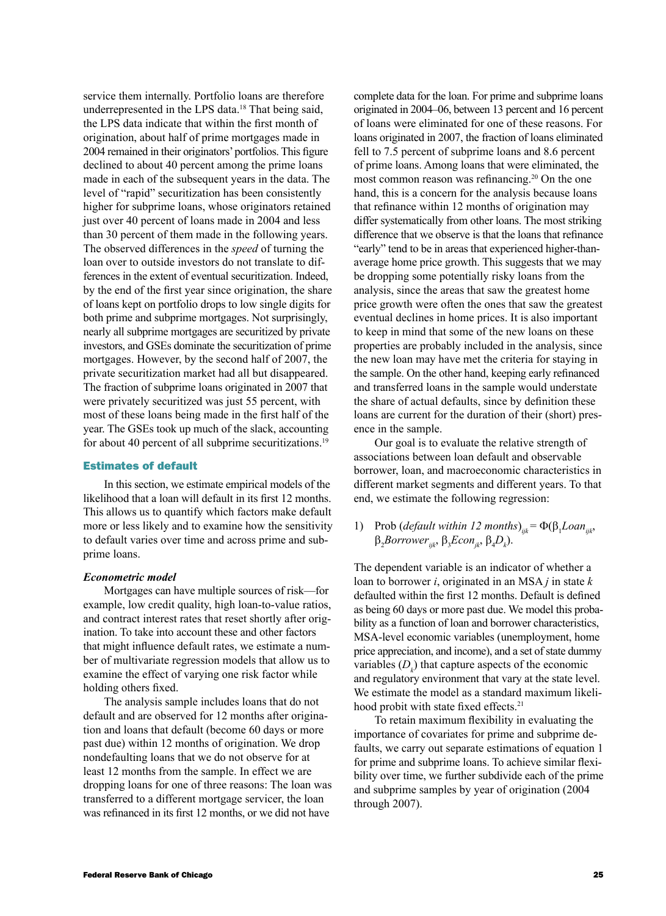service them internally. Portfolio loans are therefore underrepresented in the LPS data.[18] That being said, the LPS data indicate that within the first month of origination, about half of prime mortgages made in 2004 remained in their originators' portfolios. This figure declined to about 40 percent among the prime loans made in each of the subsequent years in the data. The level of "rapid" securitization has been consistently higher for subprime loans, whose originators retained just over 40 percent of loans made in 2004 and less than 30 percent of them made in the following years. The observed differences in the *speed* of turning the loan over to outside investors do not translate to differences in the extent of eventual securitization. Indeed, by the end of the first year since origination, the share of loans kept on portfolio drops to low single digits for both prime and subprime mortgages. Not surprisingly, nearly all subprime mortgages are securitized by private investors, and GSEs dominate the securitization of prime mortgages. However, by the second half of 2007, the private securitization market had all but disappeared. The fraction of subprime loans originated in 2007 that were privately securitized was just 55 percent, with most of these loans being made in the first half of the year. The GSEs took up much of the slack, accounting for about 40 percent of all subprime securitizations.[19]

## Estimates of default

In this section, we estimate empirical models of the likelihood that a loan will default in its first 12 months. This allows us to quantify which factors make default more or less likely and to examine how the sensitivity to default varies over time and across prime and subprime loans.

### *Econometric model*

Mortgages can have multiple sources of risk—for example, low credit quality, high loan-to-value ratios, and contract interest rates that reset shortly after origination. To take into account these and other factors that might influence default rates, we estimate a number of multivariate regression models that allow us to examine the effect of varying one risk factor while holding others fixed.

The analysis sample includes loans that do not default and are observed for 12 months after origination and loans that default (become 60 days or more past due) within 12 months of origination. We drop nondefaulting loans that we do not observe for at least 12 months from the sample. In effect we are dropping loans for one of three reasons: The loan was transferred to a different mortgage servicer, the loan was refinanced in its first 12 months, or we did not have complete data for the loan. For prime and subprime loans originated in 2004–06, between 13 percent and 16 percent of loans were eliminated for one of these reasons. For loans originated in 2007, the fraction of loans eliminated fell to 7.5 percent of subprime loans and 8.6 percent of prime loans. Among loans that were eliminated, the most common reason was refinancing.[20] On the one hand, this is a concern for the analysis because loans that refinance within 12 months of origination may differ systematically from other loans. The most striking difference that we observe is that the loans that refinance "early" tend to be in areas that experienced higher-than-average home price growth. This suggests that we may be dropping some potentially risky loans from the analysis, since the areas that saw the greatest home price growth were often the ones that saw the greatest eventual declines in home prices. It is also important to keep in mind that some of the new loans on these properties are probably included in the analysis, since the new loan may have met the criteria for staying in the sample. On the other hand, keeping early refinanced and transferred loans in the sample would understate the share of actual defaults, since by definition these loans are current for the duration of their (short) presence in the sample.

Our goal is to evaluate the relative strength of associations between loan default and observable borrower, loan, and macroeconomic characteristics in different market segments and different years. To that end, we estimate the following regression:

$$1)\quad \text{Prob}\,(\textit{default within 12 months})_{ijk} = \Phi(\beta_1 \textit{Loan}_{ijk}, \beta_2 \textit{Borrower}_{ijk}, \beta_3 \textit{Econ}_{jk}, \beta_4 D_k).$$

The dependent variable is an indicator of whether a loan to borrower $i$, originated in an MSA $j$ in state $k$ defaulted within the first 12 months. Default is defined as being 60 days or more past due. We model this probability as a function of loan and borrower characteristics, MSA-level economic variables (unemployment, home price appreciation, and income), and a set of state dummy variables ($D_k$) that capture aspects of the economic and regulatory environment that vary at the state level. We estimate the model as a standard maximum likelihood probit with state fixed effects.[21]

To retain maximum flexibility in evaluating the importance of covariates for prime and subprime defaults, we carry out separate estimations of equation 1 for prime and subprime loans. To achieve similar flexibility over time, we further subdivide each of the prime and subprime samples by year of origination (2004 through 2007).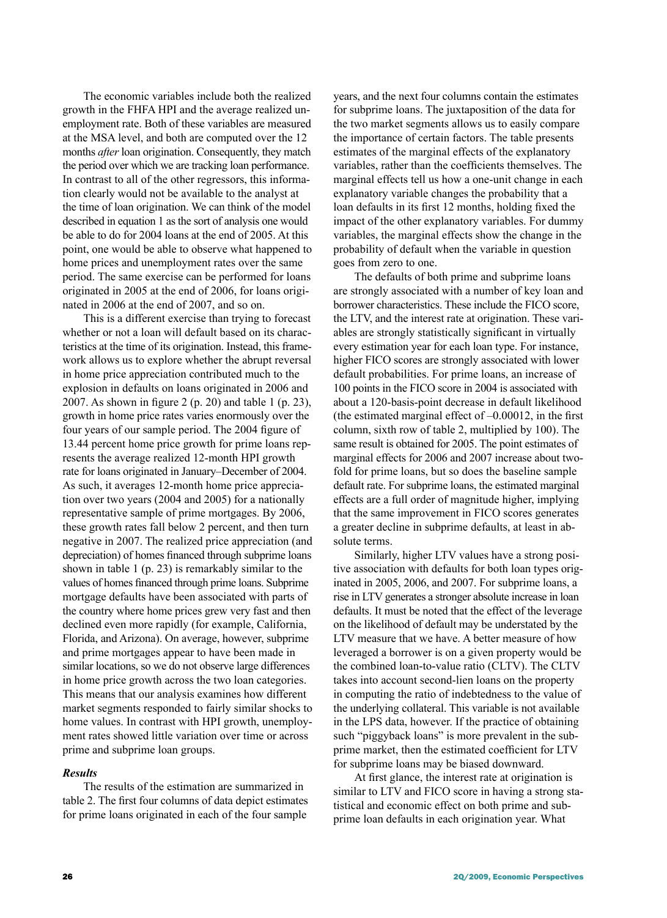The economic variables include both the realized growth in the FHFA HPI and the average realized unemployment rate. Both of these variables are measured at the MSA level, and both are computed over the 12 months *after* loan origination. Consequently, they match the period over which we are tracking loan performance. In contrast to all of the other regressors, this information clearly would not be available to the analyst at the time of loan origination. We can think of the model described in equation 1 as the sort of analysis one would be able to do for 2004 loans at the end of 2005. At this point, one would be able to observe what happened to home prices and unemployment rates over the same period. The same exercise can be performed for loans originated in 2005 at the end of 2006, for loans originated in 2006 at the end of 2007, and so on.

This is a different exercise than trying to forecast whether or not a loan will default based on its characteristics at the time of its origination. Instead, this framework allows us to explore whether the abrupt reversal in home price appreciation contributed much to the explosion in defaults on loans originated in 2006 and 2007. As shown in figure 2 (p. 20) and table 1 (p. 23), growth in home price rates varies enormously over the four years of our sample period. The 2004 figure of 13.44 percent home price growth for prime loans represents the average realized 12-month HPI growth rate for loans originated in January–December of 2004. As such, it averages 12-month home price appreciation over two years (2004 and 2005) for a nationally representative sample of prime mortgages. By 2006, these growth rates fall below 2 percent, and then turn negative in 2007. The realized price appreciation (and depreciation) of homes financed through subprime loans shown in table 1 (p. 23) is remarkably similar to the values of homes financed through prime loans. Subprime mortgage defaults have been associated with parts of the country where home prices grew very fast and then declined even more rapidly (for example, California, Florida, and Arizona). On average, however, subprime and prime mortgages appear to have been made in similar locations, so we do not observe large differences in home price growth across the two loan categories. This means that our analysis examines how different market segments responded to fairly similar shocks to home values. In contrast with HPI growth, unemployment rates showed little variation over time or across prime and subprime loan groups.

### *Results*

The results of the estimation are summarized in table 2. The first four columns of data depict estimates for prime loans originated in each of the four sample years, and the next four columns contain the estimates for subprime loans. The juxtaposition of the data for the two market segments allows us to easily compare the importance of certain factors. The table presents estimates of the marginal effects of the explanatory variables, rather than the coefficients themselves. The marginal effects tell us how a one-unit change in each explanatory variable changes the probability that a loan defaults in its first 12 months, holding fixed the impact of the other explanatory variables. For dummy variables, the marginal effects show the change in the probability of default when the variable in question goes from zero to one.

The defaults of both prime and subprime loans are strongly associated with a number of key loan and borrower characteristics. These include the FICO score, the LTV, and the interest rate at origination. These variables are strongly statistically significant in virtually every estimation year for each loan type. For instance, higher FICO scores are strongly associated with lower default probabilities. For prime loans, an increase of 100 points in the FICO score in 2004 is associated with about a 120-basis-point decrease in default likelihood (the estimated marginal effect of –0.00012, in the first column, sixth row of table 2, multiplied by 100). The same result is obtained for 2005. The point estimates of marginal effects for 2006 and 2007 increase about twofold for prime loans, but so does the baseline sample default rate. For subprime loans, the estimated marginal effects are a full order of magnitude higher, implying that the same improvement in FICO scores generates a greater decline in subprime defaults, at least in absolute terms.

Similarly, higher LTV values have a strong positive association with defaults for both loan types originated in 2005, 2006, and 2007. For subprime loans, a rise in LTV generates a stronger absolute increase in loan defaults. It must be noted that the effect of the leverage on the likelihood of default may be understated by the LTV measure that we have. A better measure of how leveraged a borrower is on a given property would be the combined loan-to-value ratio (CLTV). The CLTV takes into account second-lien loans on the property in computing the ratio of indebtedness to the value of the underlying collateral. This variable is not available in the LPS data, however. If the practice of obtaining such "piggyback loans" is more prevalent in the subprime market, then the estimated coefficient for LTV for subprime loans may be biased downward.

At first glance, the interest rate at origination is similar to LTV and FICO score in having a strong statistical and economic effect on both prime and subprime loan defaults in each origination year. What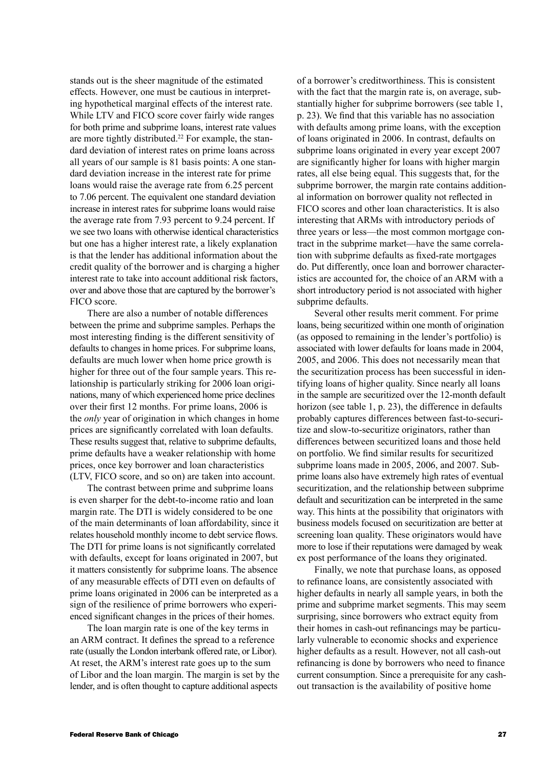stands out is the sheer magnitude of the estimated effects. However, one must be cautious in interpreting hypothetical marginal effects of the interest rate. While LTV and FICO score cover fairly wide ranges for both prime and subprime loans, interest rate values are more tightly distributed.[22] For example, the standard deviation of interest rates on prime loans across all years of our sample is 81 basis points: A one standard deviation increase in the interest rate for prime loans would raise the average rate from 6.25 percent to 7.06 percent. The equivalent one standard deviation increase in interest rates for subprime loans would raise the average rate from 7.93 percent to 9.24 percent. If we see two loans with otherwise identical characteristics but one has a higher interest rate, a likely explanation is that the lender has additional information about the credit quality of the borrower and is charging a higher interest rate to take into account additional risk factors, over and above those that are captured by the borrower's FICO score.

There are also a number of notable differences between the prime and subprime samples. Perhaps the most interesting finding is the different sensitivity of defaults to changes in home prices. For subprime loans, defaults are much lower when home price growth is higher for three out of the four sample years. This relationship is particularly striking for 2006 loan originations, many of which experienced home price declines over their first 12 months. For prime loans, 2006 is the *only* year of origination in which changes in home prices are significantly correlated with loan defaults. These results suggest that, relative to subprime defaults, prime defaults have a weaker relationship with home prices, once key borrower and loan characteristics (LTV, FICO score, and so on) are taken into account.

The contrast between prime and subprime loans is even sharper for the debt-to-income ratio and loan margin rate. The DTI is widely considered to be one of the main determinants of loan affordability, since it relates household monthly income to debt service flows. The DTI for prime loans is not significantly correlated with defaults, except for loans originated in 2007, but it matters consistently for subprime loans. The absence of any measurable effects of DTI even on defaults of prime loans originated in 2006 can be interpreted as a sign of the resilience of prime borrowers who experienced significant changes in the prices of their homes.

The loan margin rate is one of the key terms in an ARM contract. It defines the spread to a reference rate (usually the London interbank offered rate, or Libor). At reset, the ARM's interest rate goes up to the sum of Libor and the loan margin. The margin is set by the lender, and is often thought to capture additional aspects of a borrower's creditworthiness. This is consistent with the fact that the margin rate is, on average, substantially higher for subprime borrowers (see table 1, p. 23). We find that this variable has no association with defaults among prime loans, with the exception of loans originated in 2006. In contrast, defaults on subprime loans originated in every year except 2007 are significantly higher for loans with higher margin rates, all else being equal. This suggests that, for the subprime borrower, the margin rate contains additional information on borrower quality not reflected in FICO scores and other loan characteristics. It is also interesting that ARMs with introductory periods of three years or less—the most common mortgage contract in the subprime market—have the same correlation with subprime defaults as fixed-rate mortgages do. Put differently, once loan and borrower characteristics are accounted for, the choice of an ARM with a short introductory period is not associated with higher subprime defaults.

Several other results merit comment. For prime loans, being securitized within one month of origination (as opposed to remaining in the lender's portfolio) is associated with lower defaults for loans made in 2004, 2005, and 2006. This does not necessarily mean that the securitization process has been successful in identifying loans of higher quality. Since nearly all loans in the sample are securitized over the 12-month default horizon (see table 1, p. 23), the difference in defaults probably captures differences between fast-to-securitize and slow-to-securitize originators, rather than differences between securitized loans and those held on portfolio. We find similar results for securitized subprime loans made in 2005, 2006, and 2007. Subprime loans also have extremely high rates of eventual securitization, and the relationship between subprime default and securitization can be interpreted in the same way. This hints at the possibility that originators with business models focused on securitization are better at screening loan quality. These originators would have more to lose if their reputations were damaged by weak ex post performance of the loans they originated.

Finally, we note that purchase loans, as opposed to refinance loans, are consistently associated with higher defaults in nearly all sample years, in both the prime and subprime market segments. This may seem surprising, since borrowers who extract equity from their homes in cash-out refinancings may be particularly vulnerable to economic shocks and experience higher defaults as a result. However, not all cash-out refinancing is done by borrowers who need to finance current consumption. Since a prerequisite for any cash-out transaction is the availability of positive home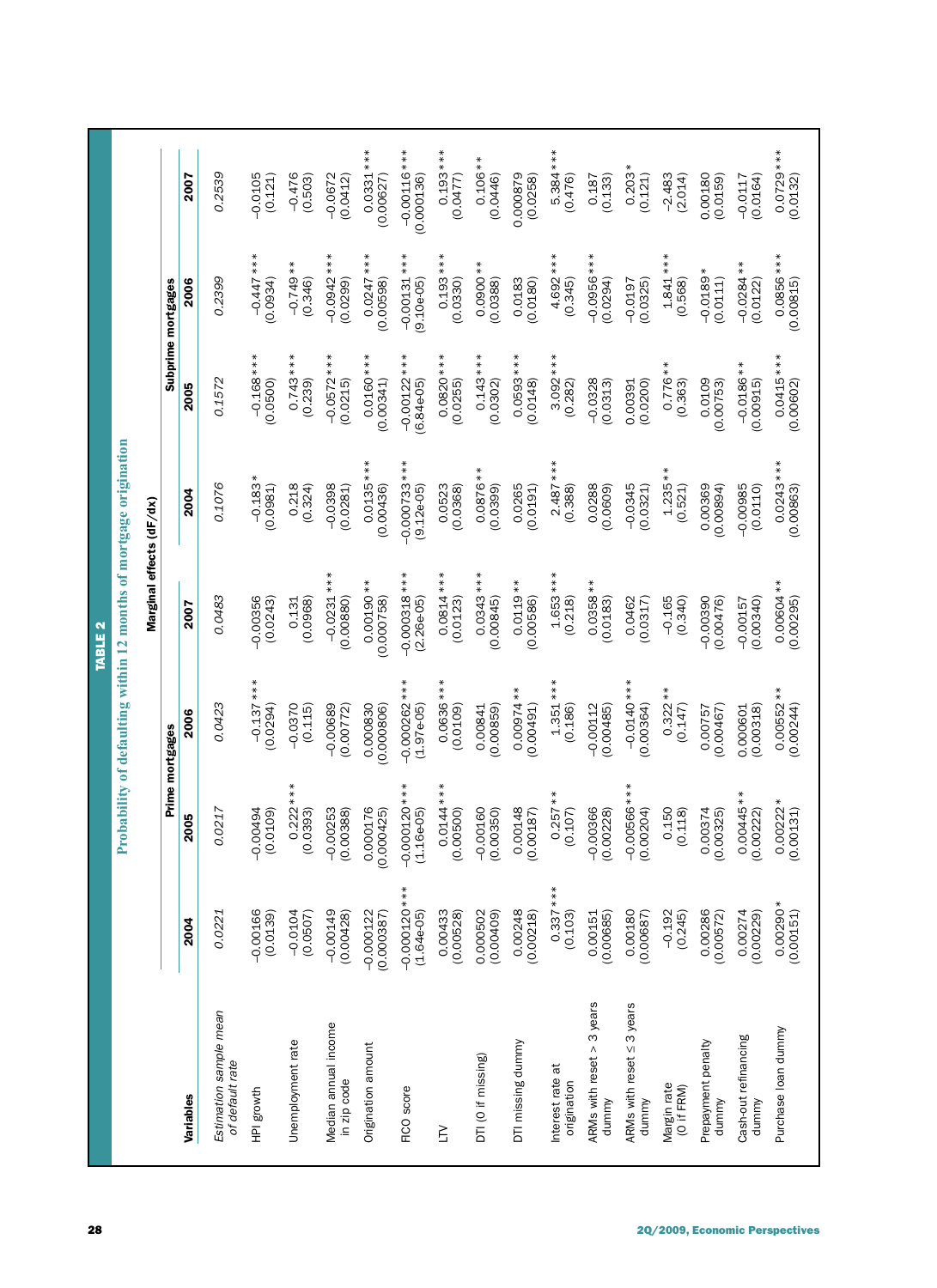**TABLE 2**

**Probability of defaulting within 12 months of mortgage origination**

| Variables | Marginal effects (dF/dx) | | | | | | | |
|---|---|---|---|---|---|---|---|---|
| | Prime mortgages | | | | Subprime mortgages | | | |
| | 2004 | 2005 | 2006 | 2007 | 2004 | 2005 | 2006 | 2007 |
| *Estimation sample mean of default rate* | *0.0221* | *0.0217* | *0.0423* | *0.0483* | *0.1076* | *0.1572* | *0.2399* | *0.2539* |
| HPI growth | −0.00166 (0.0139) | −0.00494 (0.0109) | −0.137*** (0.0294) | −0.00356 (0.0243) | −0.183* (0.0981) | −0.168*** (0.0500) | −0.447*** (0.0934) | −0.0105 (0.121) |
| Unemployment rate | −0.0104 (0.0507) | 0.222*** (0.0393) | −0.0370 (0.115) | 0.131 (0.0968) | 0.218 (0.324) | 0.743*** (0.239) | −0.749** (0.346) | −0.476 (0.503) |
| Median annual income in zip code | −0.00149 (0.00428) | −0.00253 (0.00388) | −0.00689 (0.00772) | −0.0231*** (0.00880) | −0.0398 (0.0281) | −0.0572*** (0.0215) | −0.0942*** (0.0299) | −0.0672 (0.0412) |
| Origination amount | −0.000122 (0.000387) | 0.000176 (0.000425) | 0.000830 (0.000806) | 0.00190** (0.000758) | 0.0135*** (0.00436) | 0.0160*** (0.00341) | 0.0247*** (0.00598) | 0.0331*** (0.00627) |
| FICO score | −0.000120*** (1.64e-05) | −0.000120*** (1.16e-05) | −0.000262*** (1.97e-05) | −0.000318*** (2.26e-05) | −0.000733*** (9.12e-05) | −0.00122*** (6.84e-05) | −0.00131*** (9.10e-05) | −0.00116*** (0.000136) |
| LTV | 0.00433 (0.00528) | 0.0144*** (0.00500) | 0.0636*** (0.0109) | 0.0814*** (0.0123) | 0.0523 (0.0368) | 0.0820*** (0.0255) | 0.193*** (0.0330) | 0.193*** (0.0477) |
| DTI (0 if missing) | 0.000502 (0.00409) | −0.00160 (0.00350) | 0.00841 (0.00859) | 0.0343*** (0.00845) | 0.0876** (0.0399) | 0.143*** (0.0302) | 0.0900** (0.0388) | 0.106** (0.0446) |
| DTI missing dummy | 0.00248 (0.00218) | 0.00148 (0.00187) | 0.00974** (0.00491) | 0.0119** (0.00586) | 0.0265 (0.0191) | 0.0593*** (0.0148) | 0.0183 (0.0180) | 0.000879 (0.0258) |
| Interest rate at origination | 0.337*** (0.103) | 0.257** (0.107) | 1.351*** (0.186) | 1.653*** (0.218) | 2.487*** (0.388) | 3.092*** (0.282) | 4.692*** (0.345) | 5.384*** (0.476) |
| ARMs with reset > 3 years dummy | 0.00151 (0.00685) | −0.00366 (0.00228) | −0.00112 (0.00485) | 0.0358** (0.0183) | 0.0288 (0.0609) | −0.0328 (0.0313) | −0.0956*** (0.0294) | 0.187 (0.133) |
| ARMs with reset ≤ 3 years dummy | 0.00180 (0.00687) | −0.00566*** (0.00204) | −0.0140*** (0.00364) | 0.0462 (0.0317) | −0.0345 (0.0321) | 0.00391 (0.0200) | −0.0197 (0.0325) | 0.203* (0.121) |
| Margin rate (0 if FRM) | −0.192 (0.245) | 0.150 (0.118) | 0.322** (0.147) | −0.165 (0.340) | 1.235** (0.521) | 0.776** (0.363) | 1.841*** (0.568) | −2.483 (2.014) |
| Prepayment penalty dummy | 0.00286 (0.00572) | 0.00374 (0.00325) | 0.00757 (0.00467) | −0.00390 (0.00476) | 0.00369 (0.00894) | 0.0109 (0.00753) | −0.0189* (0.0111) | 0.00180 (0.0159) |
| Cash-out refinancing dummy | 0.00274 (0.00229) | 0.00445** (0.00222) | 0.000601 (0.00318) | −0.00157 (0.00340) | −0.00985 (0.0110) | −0.0186** (0.00915) | −0.0284** (0.0122) | −0.0117 (0.0164) |
| Purchase loan dummy | 0.00290* (0.00151) | 0.00222* (0.00131) | 0.00552** (0.00244) | 0.00604** (0.00295) | 0.0243*** (0.00863) | 0.0415*** (0.00602) | 0.0856*** (0.00815) | 0.0729*** (0.0132) |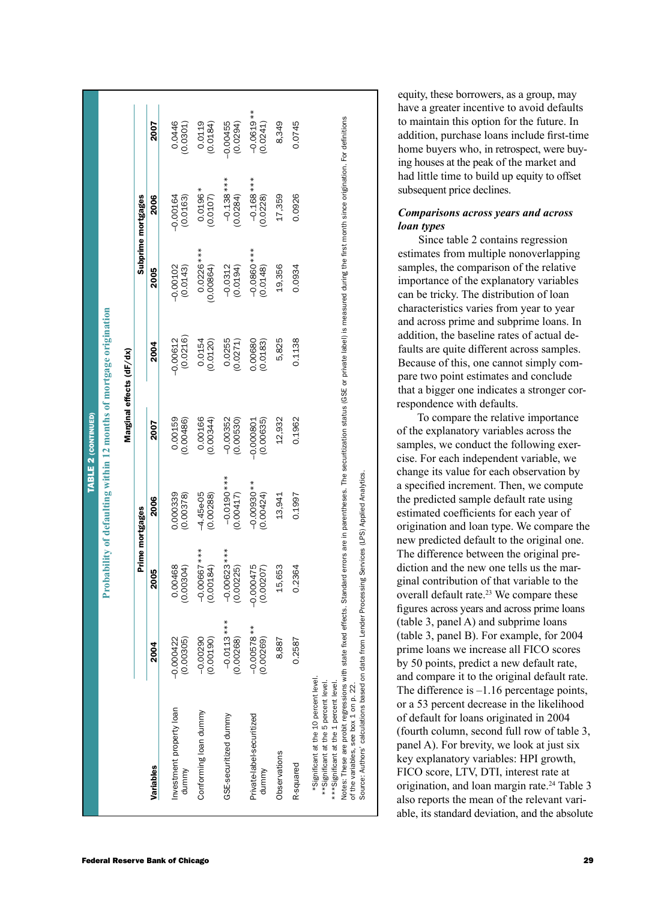**TABLE 2 (CONTINUED)**

**Probability of defaulting within 12 months of mortgage origination**

| | Marginal effects (dF/dx) | | | | | | | |
|---|---|---|---|---|---|---|---|---|
| | Prime mortgages | | | | Subprime mortgages | | | |
| Variables | 2004 | 2005 | 2006 | 2007 | 2004 | 2005 | 2006 | 2007 |
| Investment property loan dummy | −0.000422 (0.00305) | 0.00468 (0.00304) | 0.000339 (0.00378) | 0.00159 (0.00486) | −0.00612 (0.0216) | −0.00102 (0.0143) | −0.00164 (0.0163) | 0.0446 (0.0301) |
| Conforming loan dummy | −0.00290 (0.00190) | −0.00667*** (0.00184) | −4.45e-05 (0.00288) | 0.00166 (0.00344) | 0.0154 (0.0120) | 0.0226*** (0.00864) | 0.0196* (0.0107) | 0.0119 (0.0184) |
| GSE-securitized dummy | −0.0113*** (0.00268) | −0.00623*** (0.00225) | −0.0190*** (0.00417) | −0.00352 (0.00530) | 0.0255 (0.0271) | −0.0312 (0.0194) | −0.138*** (0.0284) | −0.00455 (0.0294) |
| Private-label-securitized dummy | −0.00578** (0.00269) | −0.000475 (0.00207) | −0.00930** (0.00424) | −0.000801 (0.00635) | 0.00680 (0.0183) | −0.0860*** (0.0148) | −0.168*** (0.0228) | −0.0619** (0.0241) |
| Observations | 8,887 | 15,653 | 13,941 | 12,932 | 5,825 | 19,356 | 17,359 | 8,349 |
| R-squared | 0.2587 | 0.2364 | 0.1997 | 0.1962 | 0.1138 | 0.0934 | 0.0926 | 0.0745 |

*Significant at the 10 percent level.
**Significant at the 5 percent level.
***Significant at the 1 percent level.
Notes: These are probit regressions with state fixed effects. Standard errors are in parentheses. The securitization status (GSE or private label) is measured during the first month since origination. For definitions of the variables, see box 1 on p. 22.
Source: Authors' calculations based on data from Lender Processing Services (LPS) Applied Analytics.

equity, these borrowers, as a group, may have a greater incentive to avoid defaults to maintain this option for the future. In addition, purchase loans include first-time home buyers who, in retrospect, were buying houses at the peak of the market and had little time to build up equity to offset subsequent price declines.

### *Comparisons across years and across loan types*

Since table 2 contains regression estimates from multiple nonoverlapping samples, the comparison of the relative importance of the explanatory variables can be tricky. The distribution of loan characteristics varies from year to year and across prime and subprime loans. In addition, the baseline rates of actual defaults are quite different across samples. Because of this, one cannot simply compare two point estimates and conclude that a bigger one indicates a stronger correspondence with defaults.

To compare the relative importance of the explanatory variables across the samples, we conduct the following exercise. For each independent variable, we change its value for each observation by a specified increment. Then, we compute the predicted sample default rate using estimated coefficients for each year of origination and loan type. We compare the new predicted default to the original one. The difference between the original prediction and the new one tells us the marginal contribution of that variable to the overall default rate.[23] We compare these figures across years and across prime loans (table 3, panel A) and subprime loans (table 3, panel B). For example, for 2004 prime loans we increase all FICO scores by 50 points, predict a new default rate, and compare it to the original default rate. The difference is –1.16 percentage points, or a 53 percent decrease in the likelihood of default for loans originated in 2004 (fourth column, second full row of table 3, panel A). For brevity, we look at just six key explanatory variables: HPI growth, FICO score, LTV, DTI, interest rate at origination, and loan margin rate.[24] Table 3 also reports the mean of the relevant variable, its standard deviation, and the absolute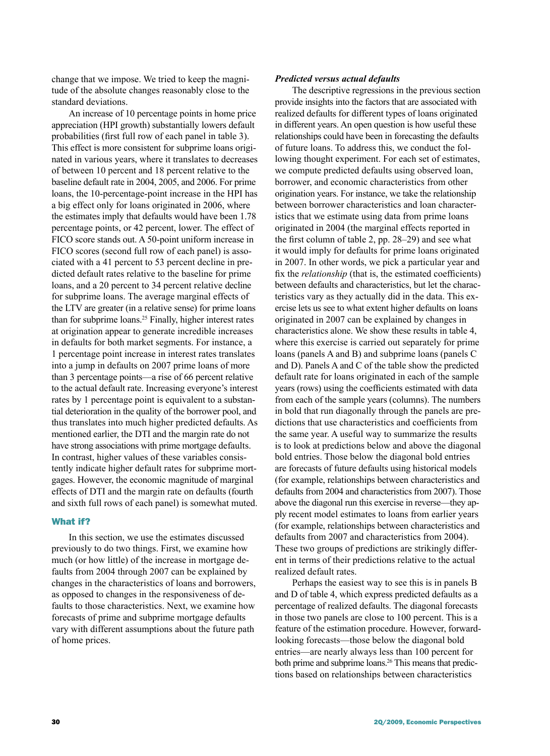change that we impose. We tried to keep the magnitude of the absolute changes reasonably close to the standard deviations.

An increase of 10 percentage points in home price appreciation (HPI growth) substantially lowers default probabilities (first full row of each panel in table 3). This effect is more consistent for subprime loans originated in various years, where it translates to decreases of between 10 percent and 18 percent relative to the baseline default rate in 2004, 2005, and 2006. For prime loans, the 10-percentage-point increase in the HPI has a big effect only for loans originated in 2006, where the estimates imply that defaults would have been 1.78 percentage points, or 42 percent, lower. The effect of FICO score stands out. A 50-point uniform increase in FICO scores (second full row of each panel) is associated with a 41 percent to 53 percent decline in predicted default rates relative to the baseline for prime loans, and a 20 percent to 34 percent relative decline for subprime loans. The average marginal effects of the LTV are greater (in a relative sense) for prime loans than for subprime loans.[25] Finally, higher interest rates at origination appear to generate incredible increases in defaults for both market segments. For instance, a 1 percentage point increase in interest rates translates into a jump in defaults on 2007 prime loans of more than 3 percentage points—a rise of 66 percent relative to the actual default rate. Increasing everyone's interest rates by 1 percentage point is equivalent to a substantial deterioration in the quality of the borrower pool, and thus translates into much higher predicted defaults. As mentioned earlier, the DTI and the margin rate do not have strong associations with prime mortgage defaults. In contrast, higher values of these variables consistently indicate higher default rates for subprime mortgages. However, the economic magnitude of marginal effects of DTI and the margin rate on defaults (fourth and sixth full rows of each panel) is somewhat muted.

## What if?

In this section, we use the estimates discussed previously to do two things. First, we examine how much (or how little) of the increase in mortgage defaults from 2004 through 2007 can be explained by changes in the characteristics of loans and borrowers, as opposed to changes in the responsiveness of defaults to those characteristics. Next, we examine how forecasts of prime and subprime mortgage defaults vary with different assumptions about the future path of home prices.

### *Predicted versus actual defaults*

The descriptive regressions in the previous section provide insights into the factors that are associated with realized defaults for different types of loans originated in different years. An open question is how useful these relationships could have been in forecasting the defaults of future loans. To address this, we conduct the following thought experiment. For each set of estimates, we compute predicted defaults using observed loan, borrower, and economic characteristics from other origination years. For instance, we take the relationship between borrower characteristics and loan characteristics that we estimate using data from prime loans originated in 2004 (the marginal effects reported in the first column of table 2, pp. 28–29) and see what it would imply for defaults for prime loans originated in 2007. In other words, we pick a particular year and fix the *relationship* (that is, the estimated coefficients) between defaults and characteristics, but let the characteristics vary as they actually did in the data. This exercise lets us see to what extent higher defaults on loans originated in 2007 can be explained by changes in characteristics alone. We show these results in table 4, where this exercise is carried out separately for prime loans (panels A and B) and subprime loans (panels C and D). Panels A and C of the table show the predicted default rate for loans originated in each of the sample years (rows) using the coefficients estimated with data from each of the sample years (columns). The numbers in bold that run diagonally through the panels are predictions that use characteristics and coefficients from the same year. A useful way to summarize the results is to look at predictions below and above the diagonal bold entries. Those below the diagonal bold entries are forecasts of future defaults using historical models (for example, relationships between characteristics and defaults from 2004 and characteristics from 2007). Those above the diagonal run this exercise in reverse—they apply recent model estimates to loans from earlier years (for example, relationships between characteristics and defaults from 2007 and characteristics from 2004). These two groups of predictions are strikingly different in terms of their predictions relative to the actual realized default rates.

Perhaps the easiest way to see this is in panels B and D of table 4, which express predicted defaults as a percentage of realized defaults. The diagonal forecasts in those two panels are close to 100 percent. This is a feature of the estimation procedure. However, forward-looking forecasts—those below the diagonal bold entries—are nearly always less than 100 percent for both prime and subprime loans.[26] This means that predictions based on relationships between characteristics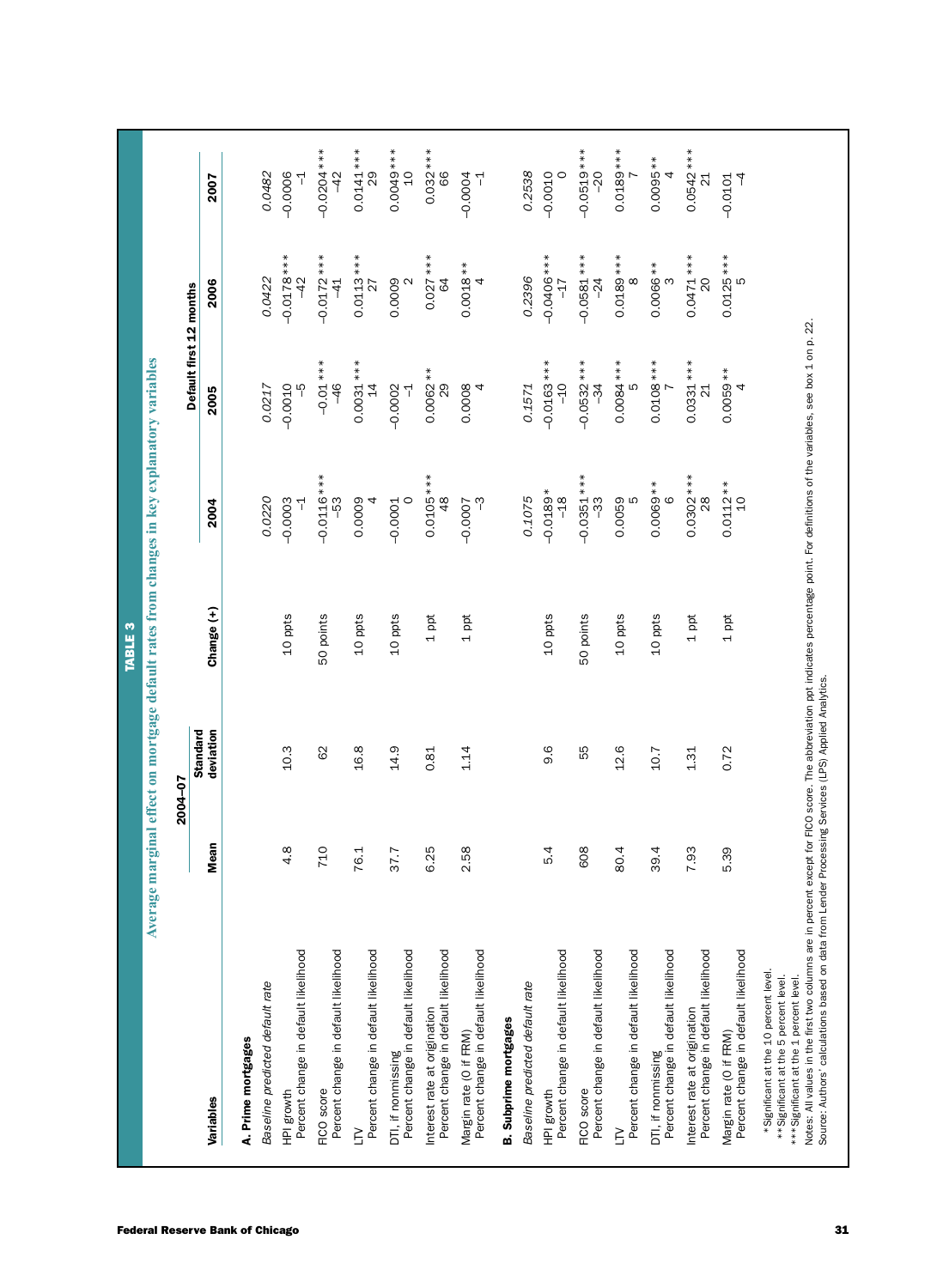**TABLE 3**

**Average marginal effect on mortgage default rates from changes in key explanatory variables**

| Variables | 2004–07 Mean | 2004–07 Standard deviation | Change (+) | Default first 12 months 2004 | 2005 | 2006 | 2007 |
|---|---|---|---|---|---|---|---|
| **A. Prime mortgages** | | | | | | | |
| *Baseline predicted default rate* | | | | *0.0220* | *0.0217* | *0.0422* | *0.0482* |
| HPI growth | 4.8 | 10.3 | 10 ppts | –0.0003 | –0.0010 | –0.0178*** | –0.0006 |
| Percent change in default likelihood | | | | –1 | –5 | –42 | –1 |
| FICO score | 710 | 62 | 50 points | –0.0116*** | –0.01*** | –0.0172*** | –0.0204*** |
| Percent change in default likelihood | | | | –53 | –46 | –41 | –42 |
| LTV | 76.1 | 16.8 | 10 ppts | 0.0009 | 0.0031*** | 0.0113*** | 0.0141*** |
| Percent change in default likelihood | | | | 4 | 14 | 27 | 29 |
| DTI, if nonmissing | 37.7 | 14.9 | 10 ppts | –0.0001 | –0.0002 | 0.0009 | 0.0049*** |
| Percent change in default likelihood | | | | 0 | –1 | 2 | 10 |
| Interest rate at origination | 6.25 | 0.81 | 1 ppt | 0.0105*** | 0.0062** | 0.027*** | 0.032*** |
| Percent change in default likelihood | | | | 48 | 29 | 64 | 66 |
| Margin rate (0 if FRM) | 2.58 | 1.14 | 1 ppt | –0.0007 | 0.0008 | 0.0018** | –0.0004 |
| Percent change in default likelihood | | | | –3 | 4 | 4 | –1 |
| **B. Subprime mortgages** | | | | | | | |
| *Baseline predicted default rate* | | | | *0.1075* | *0.1571* | *0.2396* | *0.2538* |
| HPI growth | 5.4 | 9.6 | 10 ppts | –0.0189* | –0.0163*** | –0.0406*** | –0.0010 |
| Percent change in default likelihood | | | | –18 | –10 | –17 | 0 |
| FICO score | 608 | 55 | 50 points | –0.0351*** | –0.0532*** | –0.0581*** | –0.0519*** |
| Percent change in default likelihood | | | | –33 | –34 | –24 | –20 |
| LTV | 80.4 | 12.6 | 10 ppts | 0.0059 | 0.0084*** | 0.0189*** | 0.0189*** |
| Percent change in default likelihood | | | | 5 | 5 | 8 | 7 |
| DTI, if nonmissing | 39.4 | 10.7 | 10 ppts | 0.0069** | 0.0108*** | 0.0066** | 0.0095** |
| Percent change in default likelihood | | | | 6 | 7 | 3 | 4 |
| Interest rate at origination | 7.93 | 1.31 | 1 ppt | 0.0302*** | 0.0331*** | 0.0471*** | 0.0542*** |
| Percent change in default likelihood | | | | 28 | 21 | 20 | 21 |
| Margin rate (0 if FRM) | 5.39 | 0.72 | 1 ppt | 0.0112** | 0.0059** | 0.0125*** | –0.0101 |
| Percent change in default likelihood | | | | 10 | 4 | 5 | –4 |

*Significant at the 10 percent level.
**Significant at the 5 percent level.
***Significant at the 1 percent level.

Notes: All values in the first two columns are in percent except for FICO score. The abbreviation ppt indicates percentage point. For definitions of the variables, see box 1 on p. 22.

Source: Authors' calculations based on data from Lender Processing Services (LPS) Applied Analytics.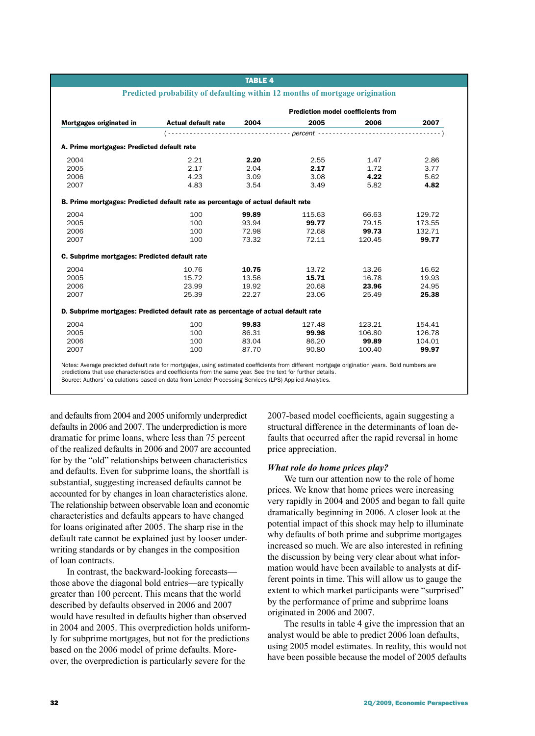**TABLE 4**

**Predicted probability of defaulting within 12 months of mortgage origination**

| Mortgages originated in | Actual default rate | Prediction model coefficients from 2004 | 2005 | 2006 | 2007 |
|---|---|---|---|---|---|
| | (percent) | | | | |
| **A. Prime mortgages: Predicted default rate** | | | | | |
| 2004 | 2.21 | **2.20** | 2.55 | 1.47 | 2.86 |
| 2005 | 2.17 | 2.04 | **2.17** | 1.72 | 3.77 |
| 2006 | 4.23 | 3.09 | 3.08 | **4.22** | 5.62 |
| 2007 | 4.83 | 3.54 | 3.49 | 5.82 | **4.82** |
| **B. Prime mortgages: Predicted default rate as percentage of actual default rate** | | | | | |
| 2004 | 100 | **99.89** | 115.63 | 66.63 | 129.72 |
| 2005 | 100 | 93.94 | **99.77** | 79.15 | 173.55 |
| 2006 | 100 | 72.98 | 72.68 | **99.73** | 132.71 |
| 2007 | 100 | 73.32 | 72.11 | 120.45 | **99.77** |
| **C. Subprime mortgages: Predicted default rate** | | | | | |
| 2004 | 10.76 | **10.75** | 13.72 | 13.26 | 16.62 |
| 2005 | 15.72 | 13.56 | **15.71** | 16.78 | 19.93 |
| 2006 | 23.99 | 19.92 | 20.68 | **23.96** | 24.95 |
| 2007 | 25.39 | 22.27 | 23.06 | 25.49 | **25.38** |
| **D. Subprime mortgages: Predicted default rate as percentage of actual default rate** | | | | | |
| 2004 | 100 | **99.83** | 127.48 | 123.21 | 154.41 |
| 2005 | 100 | 86.31 | **99.98** | 106.80 | 126.78 |
| 2006 | 100 | 83.04 | 86.20 | **99.89** | 104.01 |
| 2007 | 100 | 87.70 | 90.80 | 100.40 | **99.97** |

Notes: Average predicted default rate for mortgages, using estimated coefficients from different mortgage origination years. Bold numbers are predictions that use characteristics and coefficients from the same year. See the text for further details.
Source: Authors' calculations based on data from Lender Processing Services (LPS) Applied Analytics.

and defaults from 2004 and 2005 uniformly underpredict defaults in 2006 and 2007. The underprediction is more dramatic for prime loans, where less than 75 percent of the realized defaults in 2006 and 2007 are accounted for by the "old" relationships between characteristics and defaults. Even for subprime loans, the shortfall is substantial, suggesting increased defaults cannot be accounted for by changes in loan characteristics alone. The relationship between observable loan and economic characteristics and defaults appears to have changed for loans originated after 2005. The sharp rise in the default rate cannot be explained just by looser underwriting standards or by changes in the composition of loan contracts.

In contrast, the backward-looking forecasts—those above the diagonal bold entries—are typically greater than 100 percent. This means that the world described by defaults observed in 2006 and 2007 would have resulted in defaults higher than observed in 2004 and 2005. This overprediction holds uniformly for subprime mortgages, but not for the predictions based on the 2006 model of prime defaults. Moreover, the overprediction is particularly severe for the 2007-based model coefficients, again suggesting a structural difference in the determinants of loan defaults that occurred after the rapid reversal in home price appreciation.

### *What role do home prices play?*

We turn our attention now to the role of home prices. We know that home prices were increasing very rapidly in 2004 and 2005 and began to fall quite dramatically beginning in 2006. A closer look at the potential impact of this shock may help to illuminate why defaults of both prime and subprime mortgages increased so much. We are also interested in refining the discussion by being very clear about what information would have been available to analysts at different points in time. This will allow us to gauge the extent to which market participants were "surprised" by the performance of prime and subprime loans originated in 2006 and 2007.

The results in table 4 give the impression that an analyst would be able to predict 2006 loan defaults, using 2005 model estimates. In reality, this would not have been possible because the model of 2005 defaults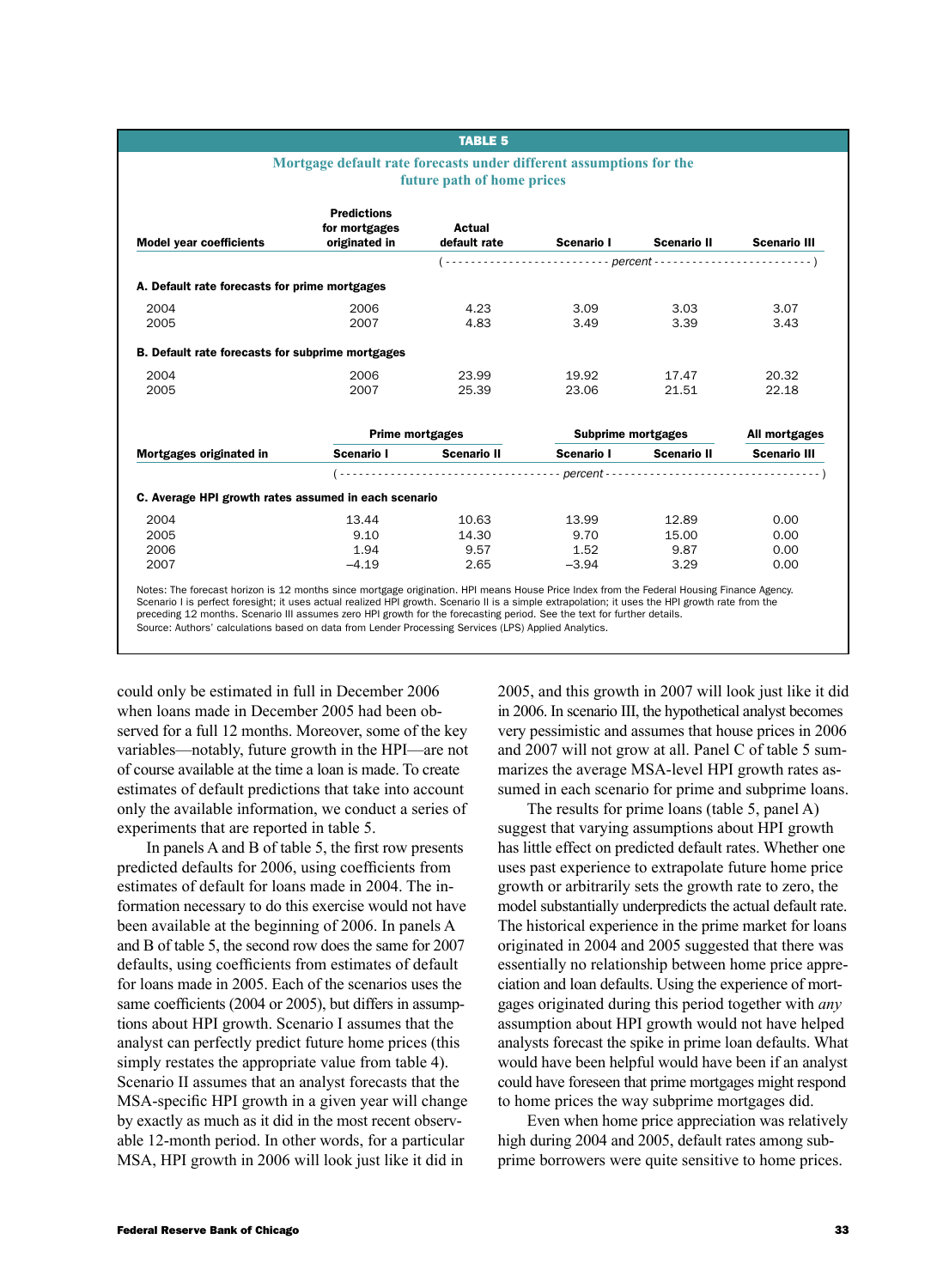**TABLE 5**

**Mortgage default rate forecasts under different assumptions for the future path of home prices**

| Model year coefficients | Predictions for mortgages originated in | Actual default rate | Scenario I | Scenario II | Scenario III |
|---|---|---|---|---|---|
| | | (percent) | | | |
| **A. Default rate forecasts for prime mortgages** | | | | | |
| 2004 | 2006 | 4.23 | 3.09 | 3.03 | 3.07 |
| 2005 | 2007 | 4.83 | 3.49 | 3.39 | 3.43 |
| **B. Default rate forecasts for subprime mortgages** | | | | | |
| 2004 | 2006 | 23.99 | 19.92 | 17.47 | 20.32 |
| 2005 | 2007 | 25.39 | 23.06 | 21.51 | 22.18 |

| | Prime mortgages | | Subprime mortgages | | All mortgages |
|---|---|---|---|---|---|
| Mortgages originated in | Scenario I | Scenario II | Scenario I | Scenario II | Scenario III |
| | (percent) | | | | |
| **C. Average HPI growth rates assumed in each scenario** | | | | | |
| 2004 | 13.44 | 10.63 | 13.99 | 12.89 | 0.00 |
| 2005 | 9.10 | 14.30 | 9.70 | 15.00 | 0.00 |
| 2006 | 1.94 | 9.57 | 1.52 | 9.87 | 0.00 |
| 2007 | −4.19 | 2.65 | −3.94 | 3.29 | 0.00 |

Notes: The forecast horizon is 12 months since mortgage origination. HPI means House Price Index from the Federal Housing Finance Agency. Scenario I is perfect foresight; it uses actual realized HPI growth. Scenario II is a simple extrapolation; it uses the HPI growth rate from the preceding 12 months. Scenario III assumes zero HPI growth for the forecasting period. See the text for further details.
Source: Authors' calculations based on data from Lender Processing Services (LPS) Applied Analytics.

could only be estimated in full in December 2006 when loans made in December 2005 had been observed for a full 12 months. Moreover, some of the key variables—notably, future growth in the HPI—are not of course available at the time a loan is made. To create estimates of default predictions that take into account only the available information, we conduct a series of experiments that are reported in table 5.

In panels A and B of table 5, the first row presents predicted defaults for 2006, using coefficients from estimates of default for loans made in 2004. The information necessary to do this exercise would not have been available at the beginning of 2006. In panels A and B of table 5, the second row does the same for 2007 defaults, using coefficients from estimates of default for loans made in 2005. Each of the scenarios uses the same coefficients (2004 or 2005), but differs in assumptions about HPI growth. Scenario I assumes that the analyst can perfectly predict future home prices (this simply restates the appropriate value from table 4). Scenario II assumes that an analyst forecasts that the MSA-specific HPI growth in a given year will change by exactly as much as it did in the most recent observable 12-month period. In other words, for a particular MSA, HPI growth in 2006 will look just like it did in 2005, and this growth in 2007 will look just like it did in 2006. In scenario III, the hypothetical analyst becomes very pessimistic and assumes that house prices in 2006 and 2007 will not grow at all. Panel C of table 5 summarizes the average MSA-level HPI growth rates assumed in each scenario for prime and subprime loans.

The results for prime loans (table 5, panel A) suggest that varying assumptions about HPI growth has little effect on predicted default rates. Whether one uses past experience to extrapolate future home price growth or arbitrarily sets the growth rate to zero, the model substantially underpredicts the actual default rate. The historical experience in the prime market for loans originated in 2004 and 2005 suggested that there was essentially no relationship between home price appreciation and loan defaults. Using the experience of mortgages originated during this period together with *any* assumption about HPI growth would not have helped analysts forecast the spike in prime loan defaults. What would have been helpful would have been if an analyst could have foreseen that prime mortgages might respond to home prices the way subprime mortgages did.

Even when home price appreciation was relatively high during 2004 and 2005, default rates among subprime borrowers were quite sensitive to home prices.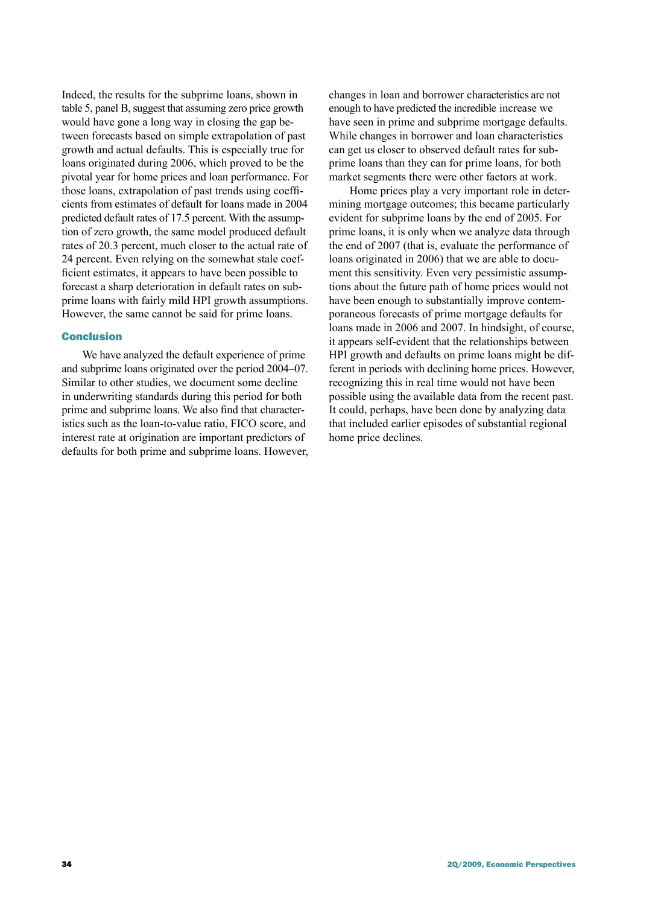Indeed, the results for the subprime loans, shown in table 5, panel B, suggest that assuming zero price growth would have gone a long way in closing the gap between forecasts based on simple extrapolation of past growth and actual defaults. This is especially true for loans originated during 2006, which proved to be the pivotal year for home prices and loan performance. For those loans, extrapolation of past trends using coefficients from estimates of default for loans made in 2004 predicted default rates of 17.5 percent. With the assumption of zero growth, the same model produced default rates of 20.3 percent, much closer to the actual rate of 24 percent. Even relying on the somewhat stale coefficient estimates, it appears to have been possible to forecast a sharp deterioration in default rates on subprime loans with fairly mild HPI growth assumptions. However, the same cannot be said for prime loans.

## Conclusion

We have analyzed the default experience of prime and subprime loans originated over the period 2004–07. Similar to other studies, we document some decline in underwriting standards during this period for both prime and subprime loans. We also find that characteristics such as the loan-to-value ratio, FICO score, and interest rate at origination are important predictors of defaults for both prime and subprime loans. However, changes in loan and borrower characteristics are not enough to have predicted the incredible increase we have seen in prime and subprime mortgage defaults. While changes in borrower and loan characteristics can get us closer to observed default rates for subprime loans than they can for prime loans, for both market segments there were other factors at work.

Home prices play a very important role in determining mortgage outcomes; this became particularly evident for subprime loans by the end of 2005. For prime loans, it is only when we analyze data through the end of 2007 (that is, evaluate the performance of loans originated in 2006) that we are able to document this sensitivity. Even very pessimistic assumptions about the future path of home prices would not have been enough to substantially improve contemporaneous forecasts of prime mortgage defaults for loans made in 2006 and 2007. In hindsight, of course, it appears self-evident that the relationships between HPI growth and defaults on prime loans might be different in periods with declining home prices. However, recognizing this in real time would not have been possible using the available data from the recent past. It could, perhaps, have been done by analyzing data that included earlier episodes of substantial regional home price declines.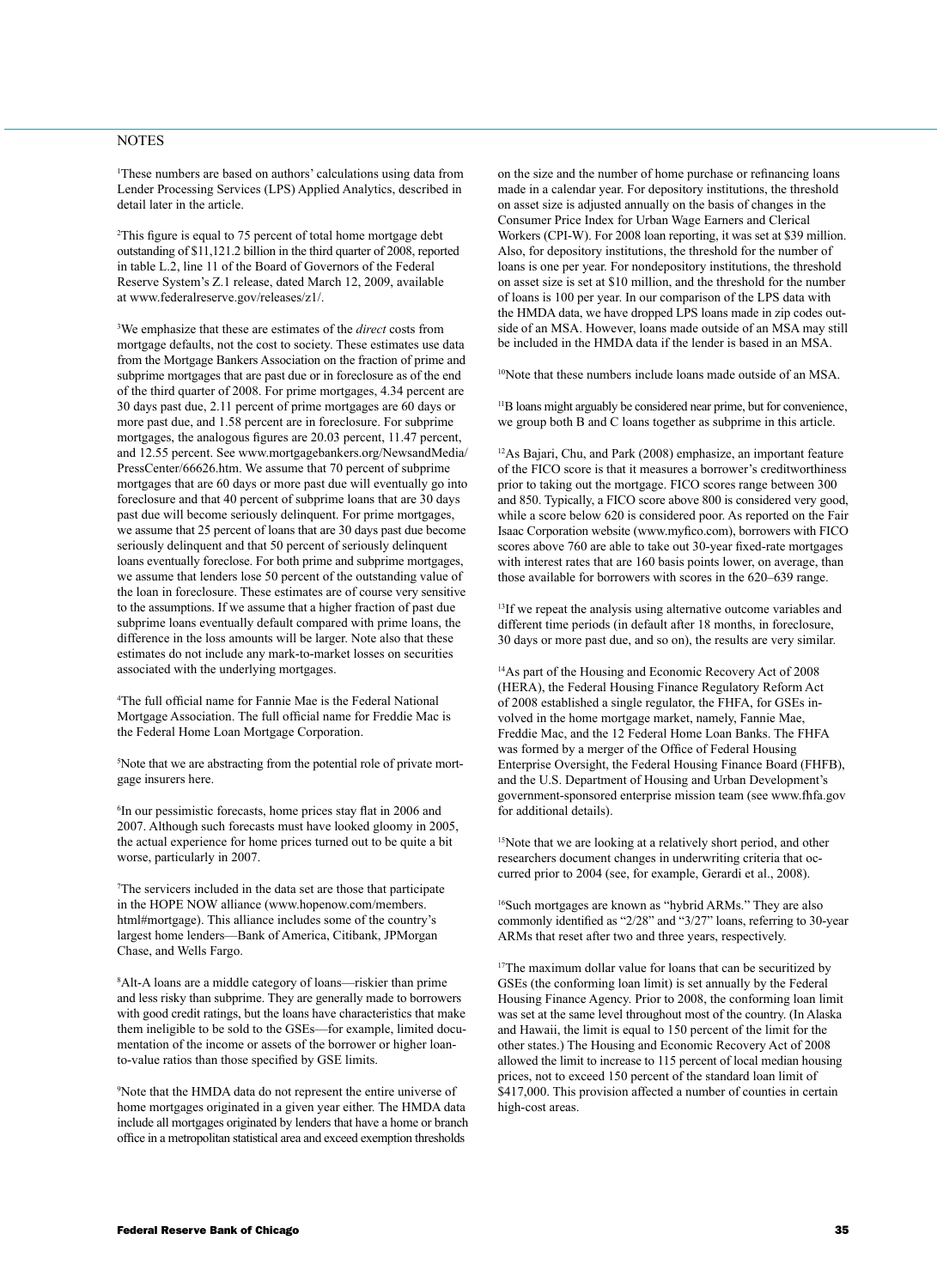## NOTES

[1]These numbers are based on authors' calculations using data from Lender Processing Services (LPS) Applied Analytics, described in detail later in the article.

[2]This figure is equal to 75 percent of total home mortgage debt outstanding of $11,121.2 billion in the third quarter of 2008, reported in table L.2, line 11 of the Board of Governors of the Federal Reserve System's Z.1 release, dated March 12, 2009, available at www.federalreserve.gov/releases/z1/.

[3]We emphasize that these are estimates of the *direct* costs from mortgage defaults, not the cost to society. These estimates use data from the Mortgage Bankers Association on the fraction of prime and subprime mortgages that are past due or in foreclosure as of the end of the third quarter of 2008. For prime mortgages, 4.34 percent are 30 days past due, 2.11 percent of prime mortgages are 60 days or more past due, and 1.58 percent are in foreclosure. For subprime mortgages, the analogous figures are 20.03 percent, 11.47 percent, and 12.55 percent. See www.mortgagebankers.org/NewsandMedia/PressCenter/66626.htm. We assume that 70 percent of subprime mortgages that are 60 days or more past due will eventually go into foreclosure and that 40 percent of subprime loans that are 30 days past due will become seriously delinquent. For prime mortgages, we assume that 25 percent of loans that are 30 days past due become seriously delinquent and that 50 percent of seriously delinquent loans eventually foreclose. For both prime and subprime mortgages, we assume that lenders lose 50 percent of the outstanding value of the loan in foreclosure. These estimates are of course very sensitive to the assumptions. If we assume that a higher fraction of past due subprime loans eventually default compared with prime loans, the difference in the loss amounts will be larger. Note also that these estimates do not include any mark-to-market losses on securities associated with the underlying mortgages.

[4]The full official name for Fannie Mae is the Federal National Mortgage Association. The full official name for Freddie Mac is the Federal Home Loan Mortgage Corporation.

[5]Note that we are abstracting from the potential role of private mortgage insurers here.

[6]In our pessimistic forecasts, home prices stay flat in 2006 and 2007. Although such forecasts must have looked gloomy in 2005, the actual experience for home prices turned out to be quite a bit worse, particularly in 2007.

[7]The servicers included in the data set are those that participate in the HOPE NOW alliance (www.hopenow.com/members.html#mortgage). This alliance includes some of the country's largest home lenders—Bank of America, Citibank, JPMorgan Chase, and Wells Fargo.

[8]Alt-A loans are a middle category of loans—riskier than prime and less risky than subprime. They are generally made to borrowers with good credit ratings, but the loans have characteristics that make them ineligible to be sold to the GSEs—for example, limited documentation of the income or assets of the borrower or higher loan-to-value ratios than those specified by GSE limits.

[9]Note that the HMDA data do not represent the entire universe of home mortgages originated in a given year either. The HMDA data include all mortgages originated by lenders that have a home or branch office in a metropolitan statistical area and exceed exemption thresholds on the size and the number of home purchase or refinancing loans made in a calendar year. For depository institutions, the threshold on asset size is adjusted annually on the basis of changes in the Consumer Price Index for Urban Wage Earners and Clerical Workers (CPI-W). For 2008 loan reporting, it was set at $39 million. Also, for depository institutions, the threshold for the number of loans is one per year. For nondepository institutions, the threshold on asset size is set at $10 million, and the threshold for the number of loans is 100 per year. In our comparison of the LPS data with the HMDA data, we have dropped LPS loans made in zip codes outside of an MSA. However, loans made outside of an MSA may still be included in the HMDA data if the lender is based in an MSA.

[10]Note that these numbers include loans made outside of an MSA.

[11]B loans might arguably be considered near prime, but for convenience, we group both B and C loans together as subprime in this article.

[12]As Bajari, Chu, and Park (2008) emphasize, an important feature of the FICO score is that it measures a borrower's creditworthiness prior to taking out the mortgage. FICO scores range between 300 and 850. Typically, a FICO score above 800 is considered very good, while a score below 620 is considered poor. As reported on the Fair Isaac Corporation website (www.myfico.com), borrowers with FICO scores above 760 are able to take out 30-year fixed-rate mortgages with interest rates that are 160 basis points lower, on average, than those available for borrowers with scores in the 620–639 range.

[13]If we repeat the analysis using alternative outcome variables and different time periods (in default after 18 months, in foreclosure, 30 days or more past due, and so on), the results are very similar.

[14]As part of the Housing and Economic Recovery Act of 2008 (HERA), the Federal Housing Finance Regulatory Reform Act of 2008 established a single regulator, the FHFA, for GSEs involved in the home mortgage market, namely, Fannie Mae, Freddie Mac, and the 12 Federal Home Loan Banks. The FHFA was formed by a merger of the Office of Federal Housing Enterprise Oversight, the Federal Housing Finance Board (FHFB), and the U.S. Department of Housing and Urban Development's government-sponsored enterprise mission team (see www.fhfa.gov for additional details).

[15]Note that we are looking at a relatively short period, and other researchers document changes in underwriting criteria that occurred prior to 2004 (see, for example, Gerardi et al., 2008).

[16]Such mortgages are known as "hybrid ARMs." They are also commonly identified as "2/28" and "3/27" loans, referring to 30-year ARMs that reset after two and three years, respectively.

[17]The maximum dollar value for loans that can be securitized by GSEs (the conforming loan limit) is set annually by the Federal Housing Finance Agency. Prior to 2008, the conforming loan limit was set at the same level throughout most of the country. (In Alaska and Hawaii, the limit is equal to 150 percent of the limit for the other states.) The Housing and Economic Recovery Act of 2008 allowed the limit to increase to 115 percent of local median housing prices, not to exceed 150 percent of the standard loan limit of $417,000. This provision affected a number of counties in certain high-cost areas.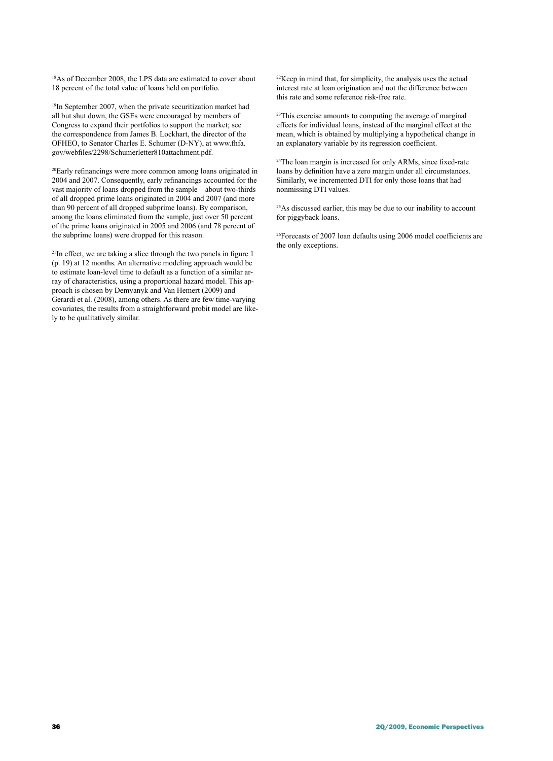[18]As of December 2008, the LPS data are estimated to cover about 18 percent of the total value of loans held on portfolio.

[19]In September 2007, when the private securitization market had all but shut down, the GSEs were encouraged by members of Congress to expand their portfolios to support the market; see the correspondence from James B. Lockhart, the director of the OFHEO, to Senator Charles E. Schumer (D-NY), at www.fhfa.gov/webfiles/2298/Schumerletter810attachment.pdf.

[20]Early refinancings were more common among loans originated in 2004 and 2007. Consequently, early refinancings accounted for the vast majority of loans dropped from the sample—about two-thirds of all dropped prime loans originated in 2004 and 2007 (and more than 90 percent of all dropped subprime loans). By comparison, among the loans eliminated from the sample, just over 50 percent of the prime loans originated in 2005 and 2006 (and 78 percent of the subprime loans) were dropped for this reason.

[21]In effect, we are taking a slice through the two panels in figure 1 (p. 19) at 12 months. An alternative modeling approach would be to estimate loan-level time to default as a function of a similar array of characteristics, using a proportional hazard model. This approach is chosen by Demyanyk and Van Hemert (2009) and Gerardi et al. (2008), among others. As there are few time-varying covariates, the results from a straightforward probit model are likely to be qualitatively similar.

[22]Keep in mind that, for simplicity, the analysis uses the actual interest rate at loan origination and not the difference between this rate and some reference risk-free rate.

[23]This exercise amounts to computing the average of marginal effects for individual loans, instead of the marginal effect at the mean, which is obtained by multiplying a hypothetical change in an explanatory variable by its regression coefficient.

[24]The loan margin is increased for only ARMs, since fixed-rate loans by definition have a zero margin under all circumstances. Similarly, we incremented DTI for only those loans that had nonmissing DTI values.

[25]As discussed earlier, this may be due to our inability to account for piggyback loans.

[26]Forecasts of 2007 loan defaults using 2006 model coefficients are the only exceptions.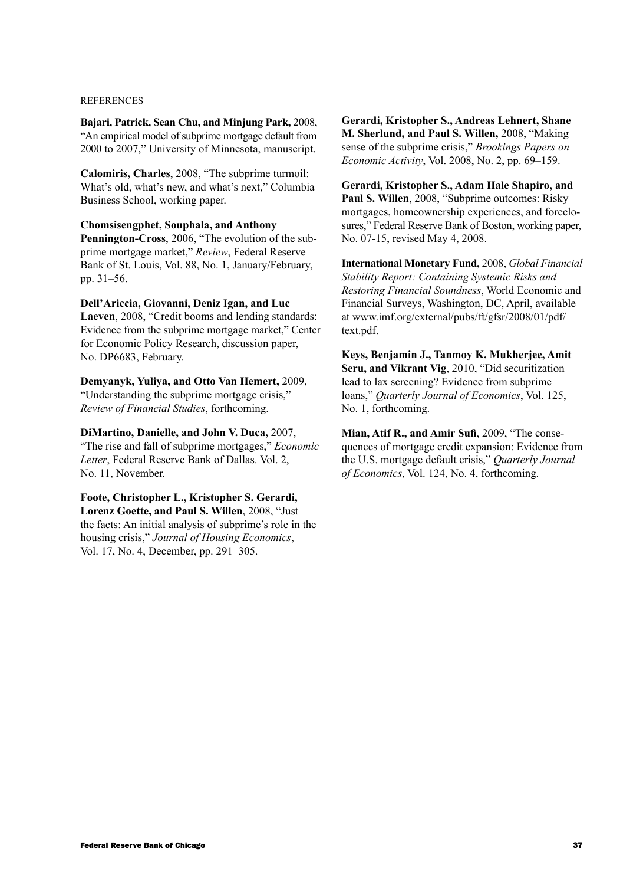REFERENCES

**Bajari, Patrick, Sean Chu, and Minjung Park,** 2008, "An empirical model of subprime mortgage default from 2000 to 2007," University of Minnesota, manuscript.

**Calomiris, Charles**, 2008, "The subprime turmoil: What's old, what's new, and what's next," Columbia Business School, working paper.

**Chomsisengphet, Souphala, and Anthony Pennington-Cross**, 2006, "The evolution of the subprime mortgage market," *Review*, Federal Reserve Bank of St. Louis, Vol. 88, No. 1, January/February, pp. 31–56.

**Dell'Ariccia, Giovanni, Deniz Igan, and Luc Laeven**, 2008, "Credit booms and lending standards: Evidence from the subprime mortgage market," Center for Economic Policy Research, discussion paper, No. DP6683, February.

**Demyanyk, Yuliya, and Otto Van Hemert,** 2009, "Understanding the subprime mortgage crisis," *Review of Financial Studies*, forthcoming.

**DiMartino, Danielle, and John V. Duca,** 2007, "The rise and fall of subprime mortgages," *Economic Letter*, Federal Reserve Bank of Dallas. Vol. 2, No. 11, November.

**Foote, Christopher L., Kristopher S. Gerardi, Lorenz Goette, and Paul S. Willen**, 2008, "Just the facts: An initial analysis of subprime's role in the housing crisis," *Journal of Housing Economics*, Vol. 17, No. 4, December, pp. 291–305.

**Gerardi, Kristopher S., Andreas Lehnert, Shane M. Sherlund, and Paul S. Willen,** 2008, "Making sense of the subprime crisis," *Brookings Papers on Economic Activity*, Vol. 2008, No. 2, pp. 69–159.

**Gerardi, Kristopher S., Adam Hale Shapiro, and Paul S. Willen**, 2008, "Subprime outcomes: Risky mortgages, homeownership experiences, and foreclosures," Federal Reserve Bank of Boston, working paper, No. 07-15, revised May 4, 2008.

**International Monetary Fund,** 2008, *Global Financial Stability Report: Containing Systemic Risks and Restoring Financial Soundness*, World Economic and Financial Surveys, Washington, DC, April, available at www.imf.org/external/pubs/ft/gfsr/2008/01/pdf/text.pdf.

**Keys, Benjamin J., Tanmoy K. Mukherjee, Amit Seru, and Vikrant Vig**, 2010, "Did securitization lead to lax screening? Evidence from subprime loans," *Quarterly Journal of Economics*, Vol. 125, No. 1, forthcoming.

**Mian, Atif R., and Amir Sufi**, 2009, "The consequences of mortgage credit expansion: Evidence from the U.S. mortgage default crisis," *Quarterly Journal of Economics*, Vol. 124, No. 4, forthcoming.